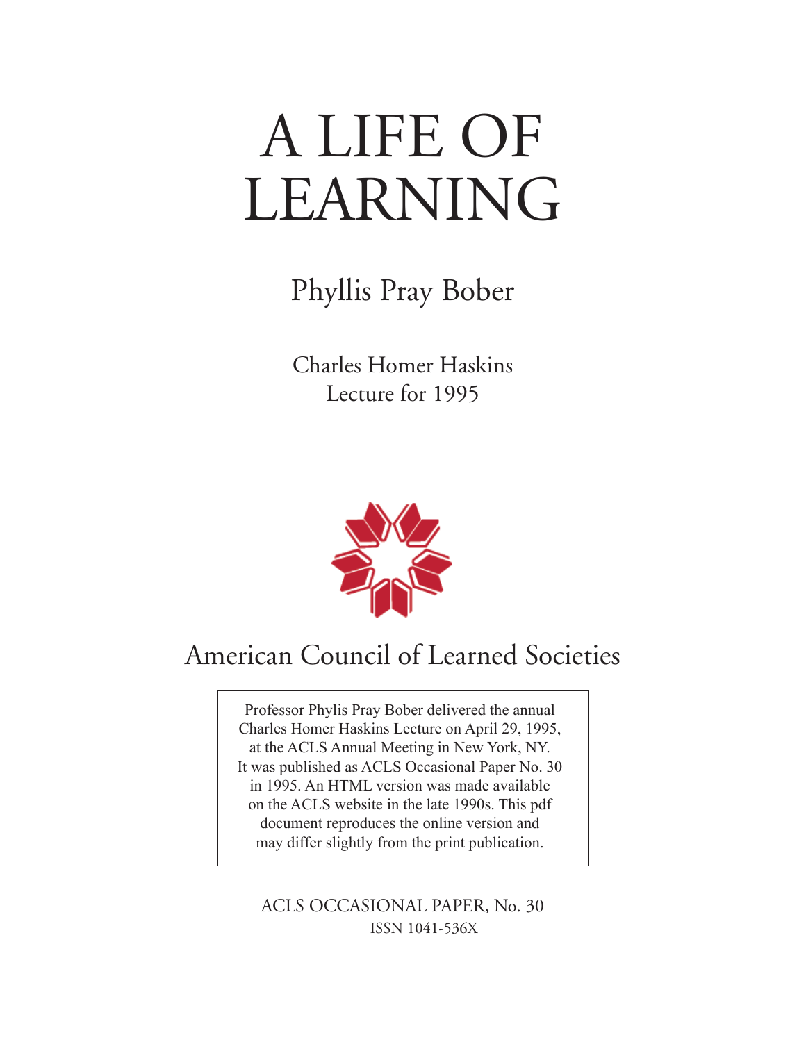# A LIFE OF LEARNING

## Phyllis Pray Bober

Charles Homer Haskins
Lecture for 1995

American Council of Learned Societies

Professor Phylis Pray Bober delivered the annual Charles Homer Haskins Lecture on April 29, 1995, at the ACLS Annual Meeting in New York, NY. It was published as ACLS Occasional Paper No. 30 in 1995. An HTML version was made available on the ACLS website in the late 1990s. This pdf document reproduces the online version and may differ slightly from the print publication.

ACLS OCCASIONAL PAPER, No. 30
ISSN 1041-536X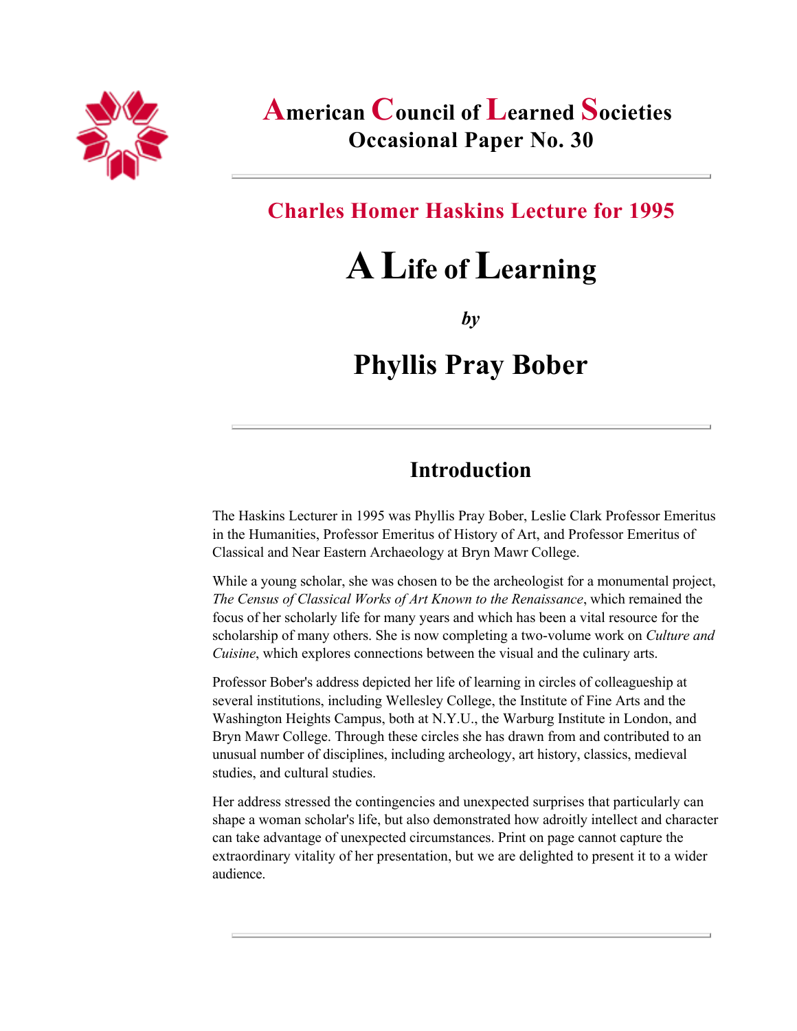# American Council of Learned Societies
## Occasional Paper No. 30

### Charles Homer Haskins Lecture for 1995

# A Life of Learning

***by***

## Phyllis Pray Bober

---

## Introduction

The Haskins Lecturer in 1995 was Phyllis Pray Bober, Leslie Clark Professor Emeritus in the Humanities, Professor Emeritus of History of Art, and Professor Emeritus of Classical and Near Eastern Archaeology at Bryn Mawr College.

While a young scholar, she was chosen to be the archeologist for a monumental project, *The Census of Classical Works of Art Known to the Renaissance*, which remained the focus of her scholarly life for many years and which has been a vital resource for the scholarship of many others. She is now completing a two-volume work on *Culture and Cuisine*, which explores connections between the visual and the culinary arts.

Professor Bober's address depicted her life of learning in circles of colleagueship at several institutions, including Wellesley College, the Institute of Fine Arts and the Washington Heights Campus, both at N.Y.U., the Warburg Institute in London, and Bryn Mawr College. Through these circles she has drawn from and contributed to an unusual number of disciplines, including archeology, art history, classics, medieval studies, and cultural studies.

Her address stressed the contingencies and unexpected surprises that particularly can shape a woman scholar's life, but also demonstrated how adroitly intellect and character can take advantage of unexpected circumstances. Print on page cannot capture the extraordinary vitality of her presentation, but we are delighted to present it to a wider audience.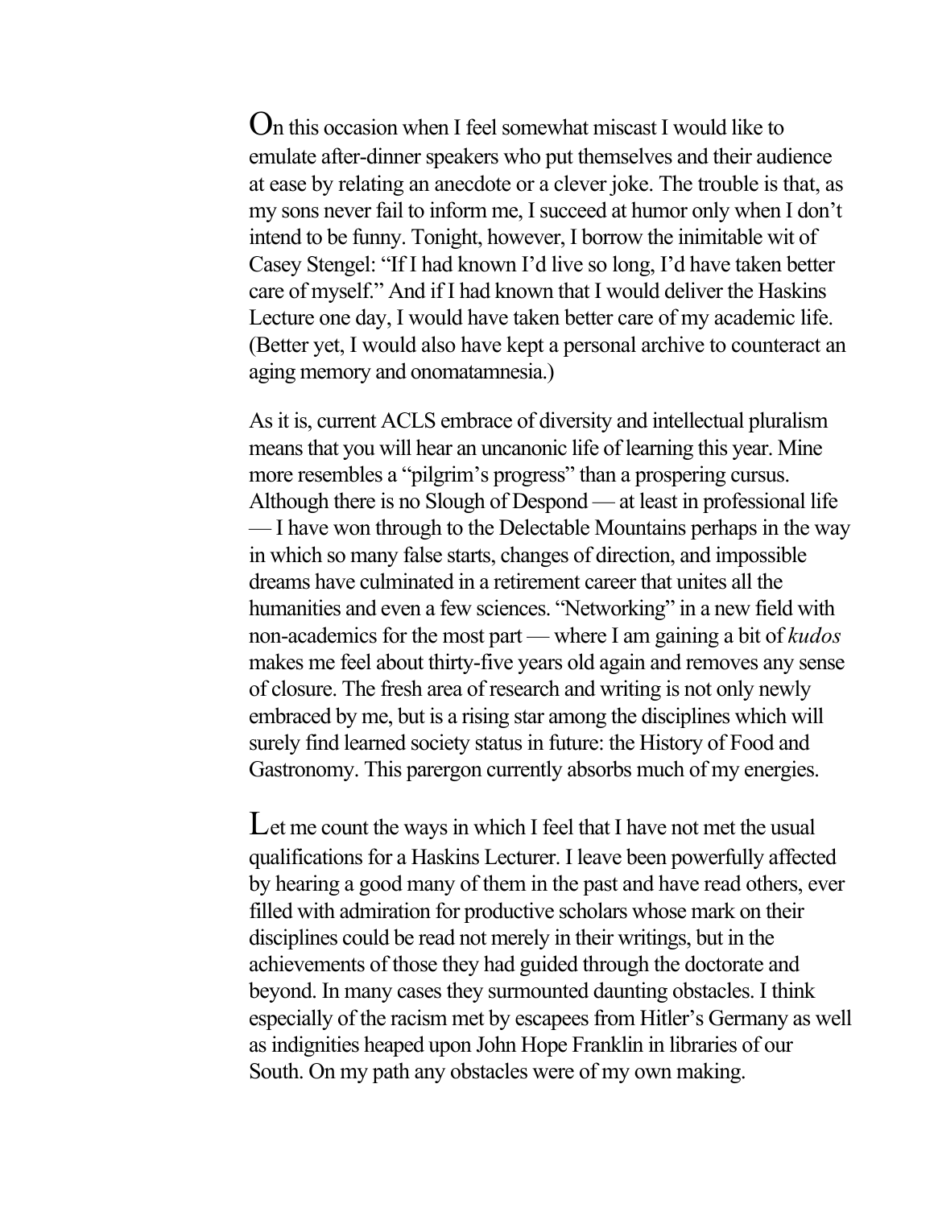On this occasion when I feel somewhat miscast I would like to emulate after-dinner speakers who put themselves and their audience at ease by relating an anecdote or a clever joke. The trouble is that, as my sons never fail to inform me, I succeed at humor only when I don't intend to be funny. Tonight, however, I borrow the inimitable wit of Casey Stengel: "If I had known I'd live so long, I'd have taken better care of myself." And if I had known that I would deliver the Haskins Lecture one day, I would have taken better care of my academic life. (Better yet, I would also have kept a personal archive to counteract an aging memory and onomatamnesia.)

As it is, current ACLS embrace of diversity and intellectual pluralism means that you will hear an uncanonic life of learning this year. Mine more resembles a "pilgrim's progress" than a prospering cursus. Although there is no Slough of Despond — at least in professional life — I have won through to the Delectable Mountains perhaps in the way in which so many false starts, changes of direction, and impossible dreams have culminated in a retirement career that unites all the humanities and even a few sciences. "Networking" in a new field with non-academics for the most part — where I am gaining a bit of *kudos* makes me feel about thirty-five years old again and removes any sense of closure. The fresh area of research and writing is not only newly embraced by me, but is a rising star among the disciplines which will surely find learned society status in future: the History of Food and Gastronomy. This parergon currently absorbs much of my energies.

Let me count the ways in which I feel that I have not met the usual qualifications for a Haskins Lecturer. I leave been powerfully affected by hearing a good many of them in the past and have read others, ever filled with admiration for productive scholars whose mark on their disciplines could be read not merely in their writings, but in the achievements of those they had guided through the doctorate and beyond. In many cases they surmounted daunting obstacles. I think especially of the racism met by escapees from Hitler's Germany as well as indignities heaped upon John Hope Franklin in libraries of our South. On my path any obstacles were of my own making.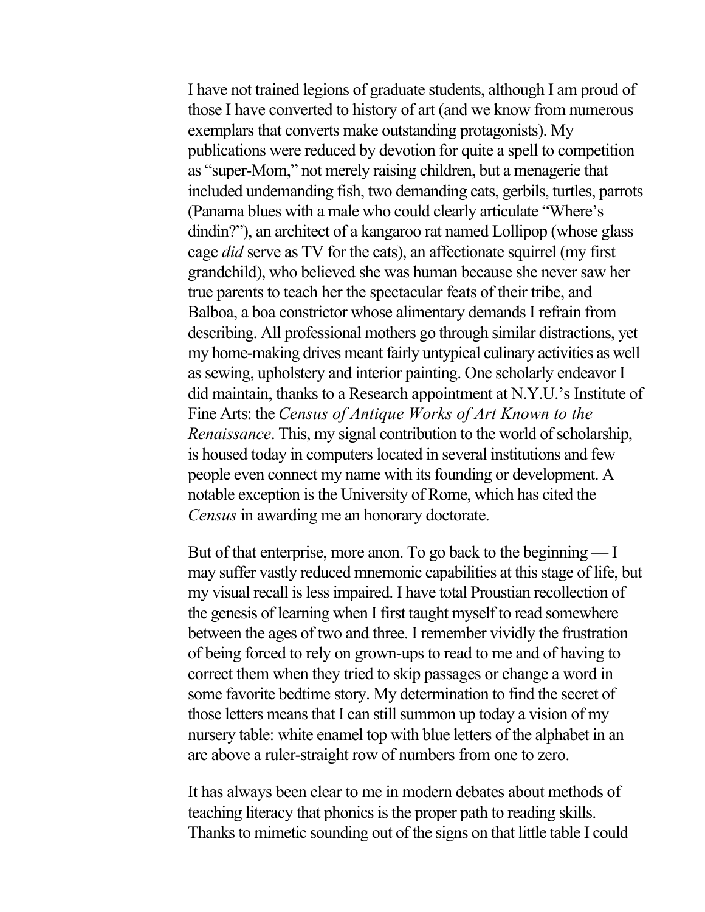I have not trained legions of graduate students, although I am proud of those I have converted to history of art (and we know from numerous exemplars that converts make outstanding protagonists). My publications were reduced by devotion for quite a spell to competition as "super-Mom," not merely raising children, but a menagerie that included undemanding fish, two demanding cats, gerbils, turtles, parrots (Panama blues with a male who could clearly articulate "Where's dindin?"), an architect of a kangaroo rat named Lollipop (whose glass cage *did* serve as TV for the cats), an affectionate squirrel (my first grandchild), who believed she was human because she never saw her true parents to teach her the spectacular feats of their tribe, and Balboa, a boa constrictor whose alimentary demands I refrain from describing. All professional mothers go through similar distractions, yet my home-making drives meant fairly untypical culinary activities as well as sewing, upholstery and interior painting. One scholarly endeavor I did maintain, thanks to a Research appointment at N.Y.U.'s Institute of Fine Arts: the *Census of Antique Works of Art Known to the Renaissance*. This, my signal contribution to the world of scholarship, is housed today in computers located in several institutions and few people even connect my name with its founding or development. A notable exception is the University of Rome, which has cited the *Census* in awarding me an honorary doctorate.

But of that enterprise, more anon. To go back to the beginning — I may suffer vastly reduced mnemonic capabilities at this stage of life, but my visual recall is less impaired. I have total Proustian recollection of the genesis of learning when I first taught myself to read somewhere between the ages of two and three. I remember vividly the frustration of being forced to rely on grown-ups to read to me and of having to correct them when they tried to skip passages or change a word in some favorite bedtime story. My determination to find the secret of those letters means that I can still summon up today a vision of my nursery table: white enamel top with blue letters of the alphabet in an arc above a ruler-straight row of numbers from one to zero.

It has always been clear to me in modern debates about methods of teaching literacy that phonics is the proper path to reading skills. Thanks to mimetic sounding out of the signs on that little table I could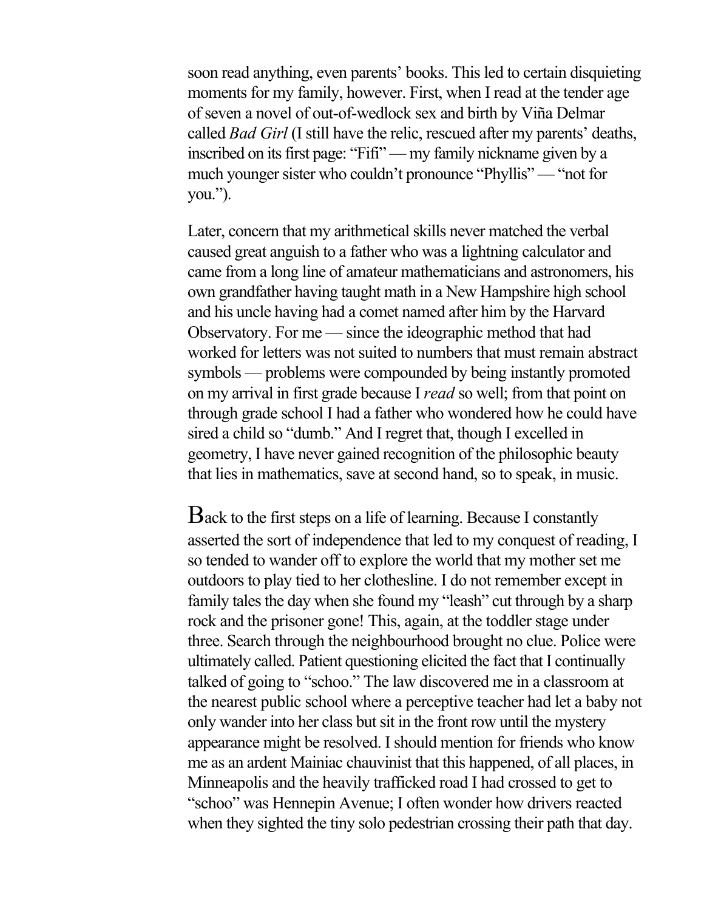soon read anything, even parents' books. This led to certain disquieting moments for my family, however. First, when I read at the tender age of seven a novel of out-of-wedlock sex and birth by Viña Delmar called *Bad Girl* (I still have the relic, rescued after my parents' deaths, inscribed on its first page: "Fifi" — my family nickname given by a much younger sister who couldn't pronounce "Phyllis" — "not for you.").

Later, concern that my arithmetical skills never matched the verbal caused great anguish to a father who was a lightning calculator and came from a long line of amateur mathematicians and astronomers, his own grandfather having taught math in a New Hampshire high school and his uncle having had a comet named after him by the Harvard Observatory. For me — since the ideographic method that had worked for letters was not suited to numbers that must remain abstract symbols — problems were compounded by being instantly promoted on my arrival in first grade because I *read* so well; from that point on through grade school I had a father who wondered how he could have sired a child so "dumb." And I regret that, though I excelled in geometry, I have never gained recognition of the philosophic beauty that lies in mathematics, save at second hand, so to speak, in music.

Back to the first steps on a life of learning. Because I constantly asserted the sort of independence that led to my conquest of reading, I so tended to wander off to explore the world that my mother set me outdoors to play tied to her clothesline. I do not remember except in family tales the day when she found my "leash" cut through by a sharp rock and the prisoner gone! This, again, at the toddler stage under three. Search through the neighbourhood brought no clue. Police were ultimately called. Patient questioning elicited the fact that I continually talked of going to "schoo." The law discovered me in a classroom at the nearest public school where a perceptive teacher had let a baby not only wander into her class but sit in the front row until the mystery appearance might be resolved. I should mention for friends who know me as an ardent Mainiac chauvinist that this happened, of all places, in Minneapolis and the heavily trafficked road I had crossed to get to "schoo" was Hennepin Avenue; I often wonder how drivers reacted when they sighted the tiny solo pedestrian crossing their path that day.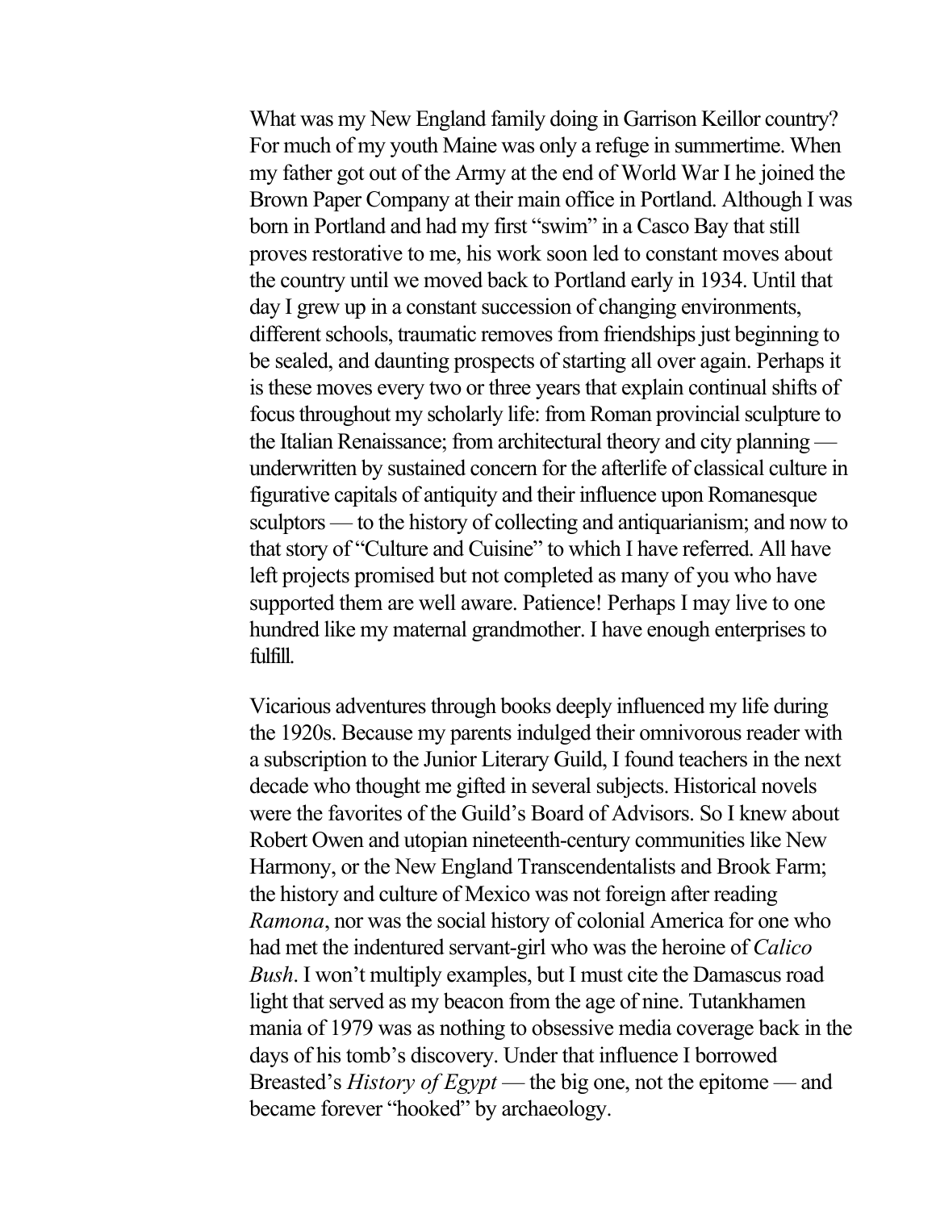What was my New England family doing in Garrison Keillor country? For much of my youth Maine was only a refuge in summertime. When my father got out of the Army at the end of World War I he joined the Brown Paper Company at their main office in Portland. Although I was born in Portland and had my first "swim" in a Casco Bay that still proves restorative to me, his work soon led to constant moves about the country until we moved back to Portland early in 1934. Until that day I grew up in a constant succession of changing environments, different schools, traumatic removes from friendships just beginning to be sealed, and daunting prospects of starting all over again. Perhaps it is these moves every two or three years that explain continual shifts of focus throughout my scholarly life: from Roman provincial sculpture to the Italian Renaissance; from architectural theory and city planning — underwritten by sustained concern for the afterlife of classical culture in figurative capitals of antiquity and their influence upon Romanesque sculptors — to the history of collecting and antiquarianism; and now to that story of "Culture and Cuisine" to which I have referred. All have left projects promised but not completed as many of you who have supported them are well aware. Patience! Perhaps I may live to one hundred like my maternal grandmother. I have enough enterprises to fulfill.

Vicarious adventures through books deeply influenced my life during the 1920s. Because my parents indulged their omnivorous reader with a subscription to the Junior Literary Guild, I found teachers in the next decade who thought me gifted in several subjects. Historical novels were the favorites of the Guild's Board of Advisors. So I knew about Robert Owen and utopian nineteenth-century communities like New Harmony, or the New England Transcendentalists and Brook Farm; the history and culture of Mexico was not foreign after reading *Ramona*, nor was the social history of colonial America for one who had met the indentured servant-girl who was the heroine of *Calico Bush*. I won't multiply examples, but I must cite the Damascus road light that served as my beacon from the age of nine. Tutankhamen mania of 1979 was as nothing to obsessive media coverage back in the days of his tomb's discovery. Under that influence I borrowed Breasted's *History of Egypt* — the big one, not the epitome — and became forever "hooked" by archaeology.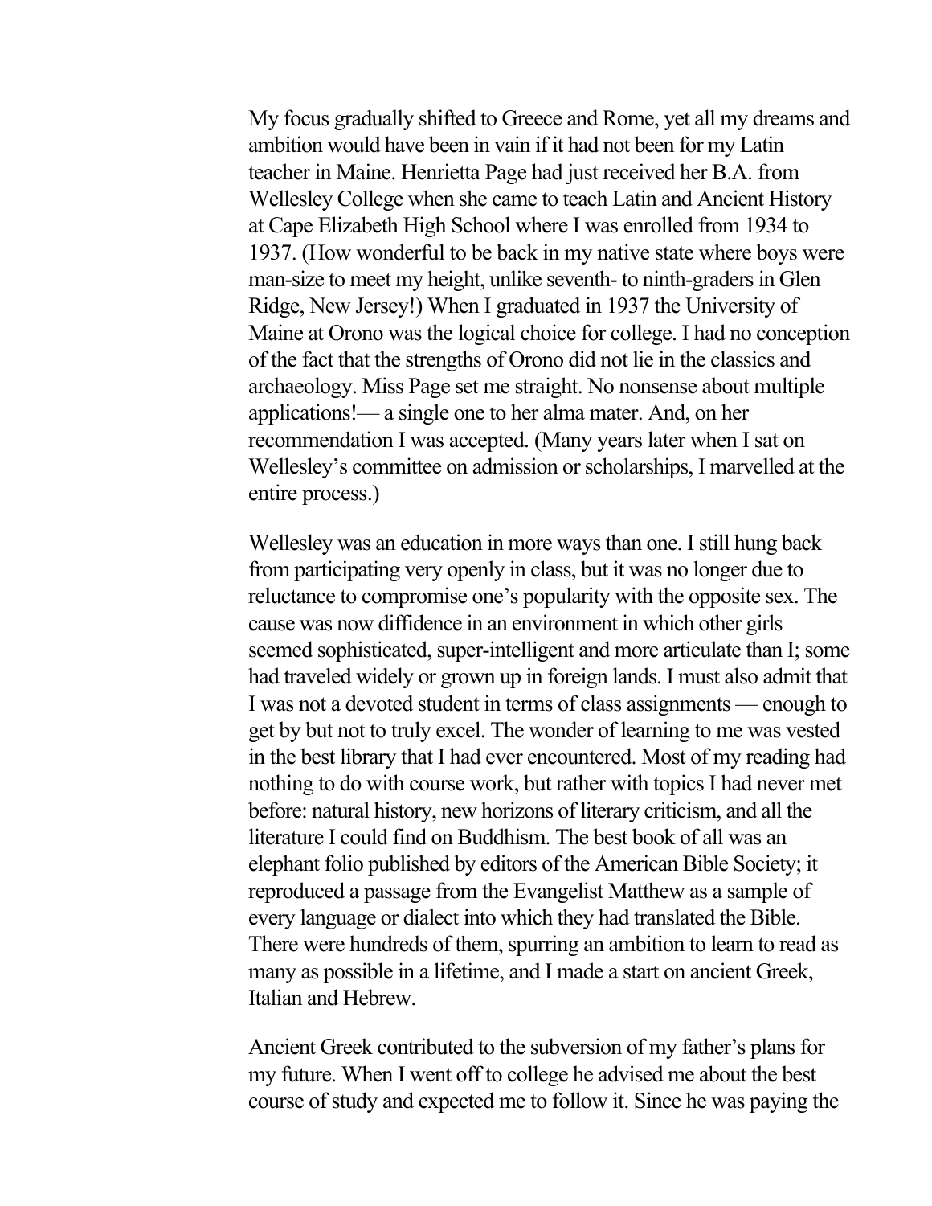My focus gradually shifted to Greece and Rome, yet all my dreams and ambition would have been in vain if it had not been for my Latin teacher in Maine. Henrietta Page had just received her B.A. from Wellesley College when she came to teach Latin and Ancient History at Cape Elizabeth High School where I was enrolled from 1934 to 1937. (How wonderful to be back in my native state where boys were man-size to meet my height, unlike seventh- to ninth-graders in Glen Ridge, New Jersey!) When I graduated in 1937 the University of Maine at Orono was the logical choice for college. I had no conception of the fact that the strengths of Orono did not lie in the classics and archaeology. Miss Page set me straight. No nonsense about multiple applications!— a single one to her alma mater. And, on her recommendation I was accepted. (Many years later when I sat on Wellesley's committee on admission or scholarships, I marvelled at the entire process.)

Wellesley was an education in more ways than one. I still hung back from participating very openly in class, but it was no longer due to reluctance to compromise one's popularity with the opposite sex. The cause was now diffidence in an environment in which other girls seemed sophisticated, super-intelligent and more articulate than I; some had traveled widely or grown up in foreign lands. I must also admit that I was not a devoted student in terms of class assignments — enough to get by but not to truly excel. The wonder of learning to me was vested in the best library that I had ever encountered. Most of my reading had nothing to do with course work, but rather with topics I had never met before: natural history, new horizons of literary criticism, and all the literature I could find on Buddhism. The best book of all was an elephant folio published by editors of the American Bible Society; it reproduced a passage from the Evangelist Matthew as a sample of every language or dialect into which they had translated the Bible. There were hundreds of them, spurring an ambition to learn to read as many as possible in a lifetime, and I made a start on ancient Greek, Italian and Hebrew.

Ancient Greek contributed to the subversion of my father's plans for my future. When I went off to college he advised me about the best course of study and expected me to follow it. Since he was paying the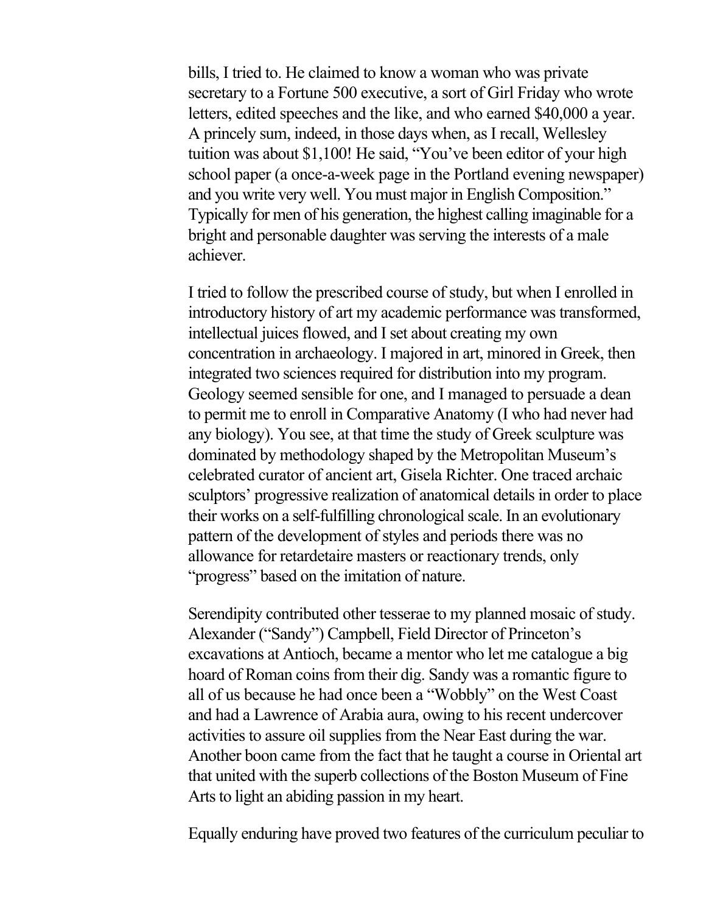bills, I tried to. He claimed to know a woman who was private secretary to a Fortune 500 executive, a sort of Girl Friday who wrote letters, edited speeches and the like, and who earned $40,000 a year. A princely sum, indeed, in those days when, as I recall, Wellesley tuition was about $1,100! He said, "You've been editor of your high school paper (a once-a-week page in the Portland evening newspaper) and you write very well. You must major in English Composition." Typically for men of his generation, the highest calling imaginable for a bright and personable daughter was serving the interests of a male achiever.

I tried to follow the prescribed course of study, but when I enrolled in introductory history of art my academic performance was transformed, intellectual juices flowed, and I set about creating my own concentration in archaeology. I majored in art, minored in Greek, then integrated two sciences required for distribution into my program. Geology seemed sensible for one, and I managed to persuade a dean to permit me to enroll in Comparative Anatomy (I who had never had any biology). You see, at that time the study of Greek sculpture was dominated by methodology shaped by the Metropolitan Museum's celebrated curator of ancient art, Gisela Richter. One traced archaic sculptors' progressive realization of anatomical details in order to place their works on a self-fulfilling chronological scale. In an evolutionary pattern of the development of styles and periods there was no allowance for retardetaire masters or reactionary trends, only "progress" based on the imitation of nature.

Serendipity contributed other tesserae to my planned mosaic of study. Alexander ("Sandy") Campbell, Field Director of Princeton's excavations at Antioch, became a mentor who let me catalogue a big hoard of Roman coins from their dig. Sandy was a romantic figure to all of us because he had once been a "Wobbly" on the West Coast and had a Lawrence of Arabia aura, owing to his recent undercover activities to assure oil supplies from the Near East during the war. Another boon came from the fact that he taught a course in Oriental art that united with the superb collections of the Boston Museum of Fine Arts to light an abiding passion in my heart.

Equally enduring have proved two features of the curriculum peculiar to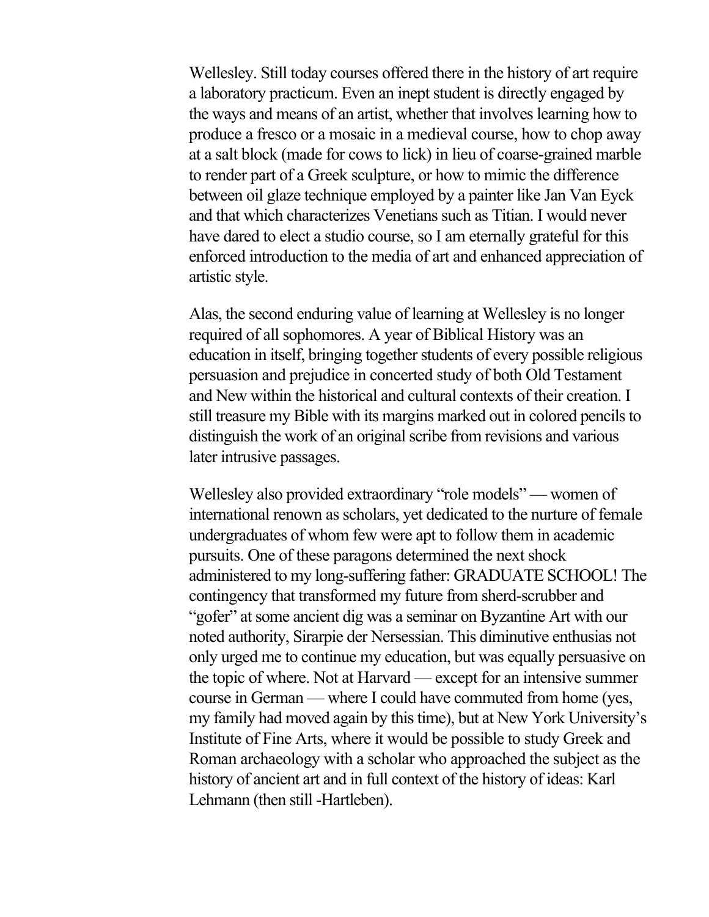Wellesley. Still today courses offered there in the history of art require a laboratory practicum. Even an inept student is directly engaged by the ways and means of an artist, whether that involves learning how to produce a fresco or a mosaic in a medieval course, how to chop away at a salt block (made for cows to lick) in lieu of coarse-grained marble to render part of a Greek sculpture, or how to mimic the difference between oil glaze technique employed by a painter like Jan Van Eyck and that which characterizes Venetians such as Titian. I would never have dared to elect a studio course, so I am eternally grateful for this enforced introduction to the media of art and enhanced appreciation of artistic style.

Alas, the second enduring value of learning at Wellesley is no longer required of all sophomores. A year of Biblical History was an education in itself, bringing together students of every possible religious persuasion and prejudice in concerted study of both Old Testament and New within the historical and cultural contexts of their creation. I still treasure my Bible with its margins marked out in colored pencils to distinguish the work of an original scribe from revisions and various later intrusive passages.

Wellesley also provided extraordinary "role models" — women of international renown as scholars, yet dedicated to the nurture of female undergraduates of whom few were apt to follow them in academic pursuits. One of these paragons determined the next shock administered to my long-suffering father: GRADUATE SCHOOL! The contingency that transformed my future from sherd-scrubber and "gofer" at some ancient dig was a seminar on Byzantine Art with our noted authority, Sirarpie der Nersessian. This diminutive enthusias not only urged me to continue my education, but was equally persuasive on the topic of where. Not at Harvard — except for an intensive summer course in German — where I could have commuted from home (yes, my family had moved again by this time), but at New York University's Institute of Fine Arts, where it would be possible to study Greek and Roman archaeology with a scholar who approached the subject as the history of ancient art and in full context of the history of ideas: Karl Lehmann (then still -Hartleben).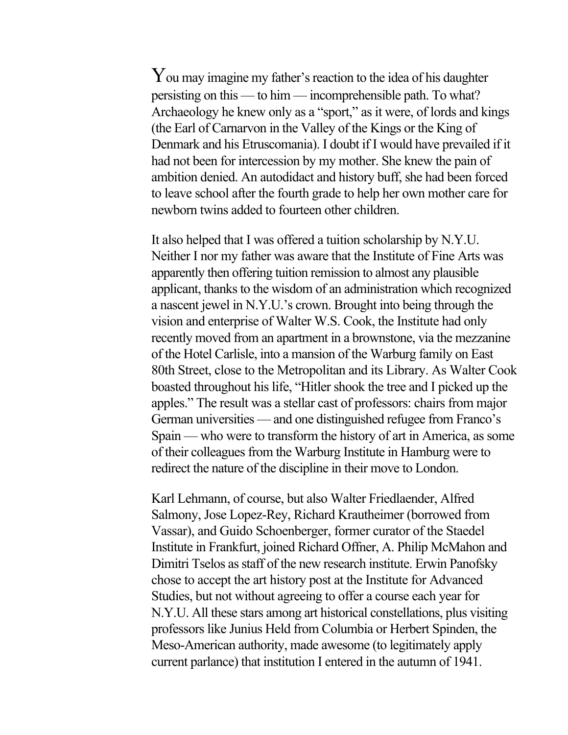You may imagine my father's reaction to the idea of his daughter persisting on this — to him — incomprehensible path. To what? Archaeology he knew only as a "sport," as it were, of lords and kings (the Earl of Carnarvon in the Valley of the Kings or the King of Denmark and his Etruscomania). I doubt if I would have prevailed if it had not been for intercession by my mother. She knew the pain of ambition denied. An autodidact and history buff, she had been forced to leave school after the fourth grade to help her own mother care for newborn twins added to fourteen other children.

It also helped that I was offered a tuition scholarship by N.Y.U. Neither I nor my father was aware that the Institute of Fine Arts was apparently then offering tuition remission to almost any plausible applicant, thanks to the wisdom of an administration which recognized a nascent jewel in N.Y.U.'s crown. Brought into being through the vision and enterprise of Walter W.S. Cook, the Institute had only recently moved from an apartment in a brownstone, via the mezzanine of the Hotel Carlisle, into a mansion of the Warburg family on East 80th Street, close to the Metropolitan and its Library. As Walter Cook boasted throughout his life, "Hitler shook the tree and I picked up the apples." The result was a stellar cast of professors: chairs from major German universities — and one distinguished refugee from Franco's Spain — who were to transform the history of art in America, as some of their colleagues from the Warburg Institute in Hamburg were to redirect the nature of the discipline in their move to London.

Karl Lehmann, of course, but also Walter Friedlaender, Alfred Salmony, Jose Lopez-Rey, Richard Krautheimer (borrowed from Vassar), and Guido Schoenberger, former curator of the Staedel Institute in Frankfurt, joined Richard Offner, A. Philip McMahon and Dimitri Tselos as staff of the new research institute. Erwin Panofsky chose to accept the art history post at the Institute for Advanced Studies, but not without agreeing to offer a course each year for N.Y.U. All these stars among art historical constellations, plus visiting professors like Junius Held from Columbia or Herbert Spinden, the Meso-American authority, made awesome (to legitimately apply current parlance) that institution I entered in the autumn of 1941.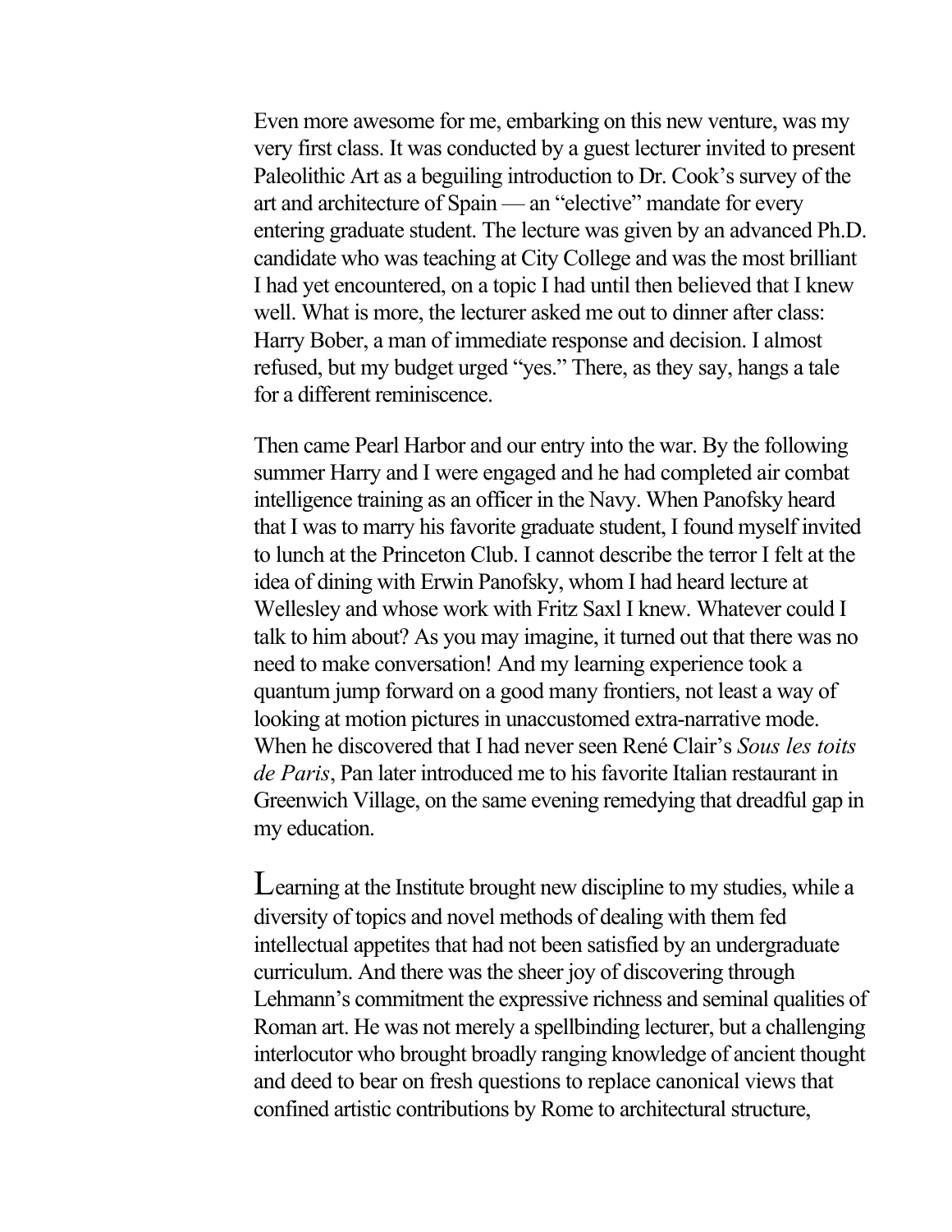Even more awesome for me, embarking on this new venture, was my very first class. It was conducted by a guest lecturer invited to present Paleolithic Art as a beguiling introduction to Dr. Cook's survey of the art and architecture of Spain — an "elective" mandate for every entering graduate student. The lecture was given by an advanced Ph.D. candidate who was teaching at City College and was the most brilliant I had yet encountered, on a topic I had until then believed that I knew well. What is more, the lecturer asked me out to dinner after class: Harry Bober, a man of immediate response and decision. I almost refused, but my budget urged "yes." There, as they say, hangs a tale for a different reminiscence.

Then came Pearl Harbor and our entry into the war. By the following summer Harry and I were engaged and he had completed air combat intelligence training as an officer in the Navy. When Panofsky heard that I was to marry his favorite graduate student, I found myself invited to lunch at the Princeton Club. I cannot describe the terror I felt at the idea of dining with Erwin Panofsky, whom I had heard lecture at Wellesley and whose work with Fritz Saxl I knew. Whatever could I talk to him about? As you may imagine, it turned out that there was no need to make conversation! And my learning experience took a quantum jump forward on a good many frontiers, not least a way of looking at motion pictures in unaccustomed extra-narrative mode. When he discovered that I had never seen René Clair's *Sous les toits de Paris*, Pan later introduced me to his favorite Italian restaurant in Greenwich Village, on the same evening remedying that dreadful gap in my education.

Learning at the Institute brought new discipline to my studies, while a diversity of topics and novel methods of dealing with them fed intellectual appetites that had not been satisfied by an undergraduate curriculum. And there was the sheer joy of discovering through Lehmann's commitment the expressive richness and seminal qualities of Roman art. He was not merely a spellbinding lecturer, but a challenging interlocutor who brought broadly ranging knowledge of ancient thought and deed to bear on fresh questions to replace canonical views that confined artistic contributions by Rome to architectural structure,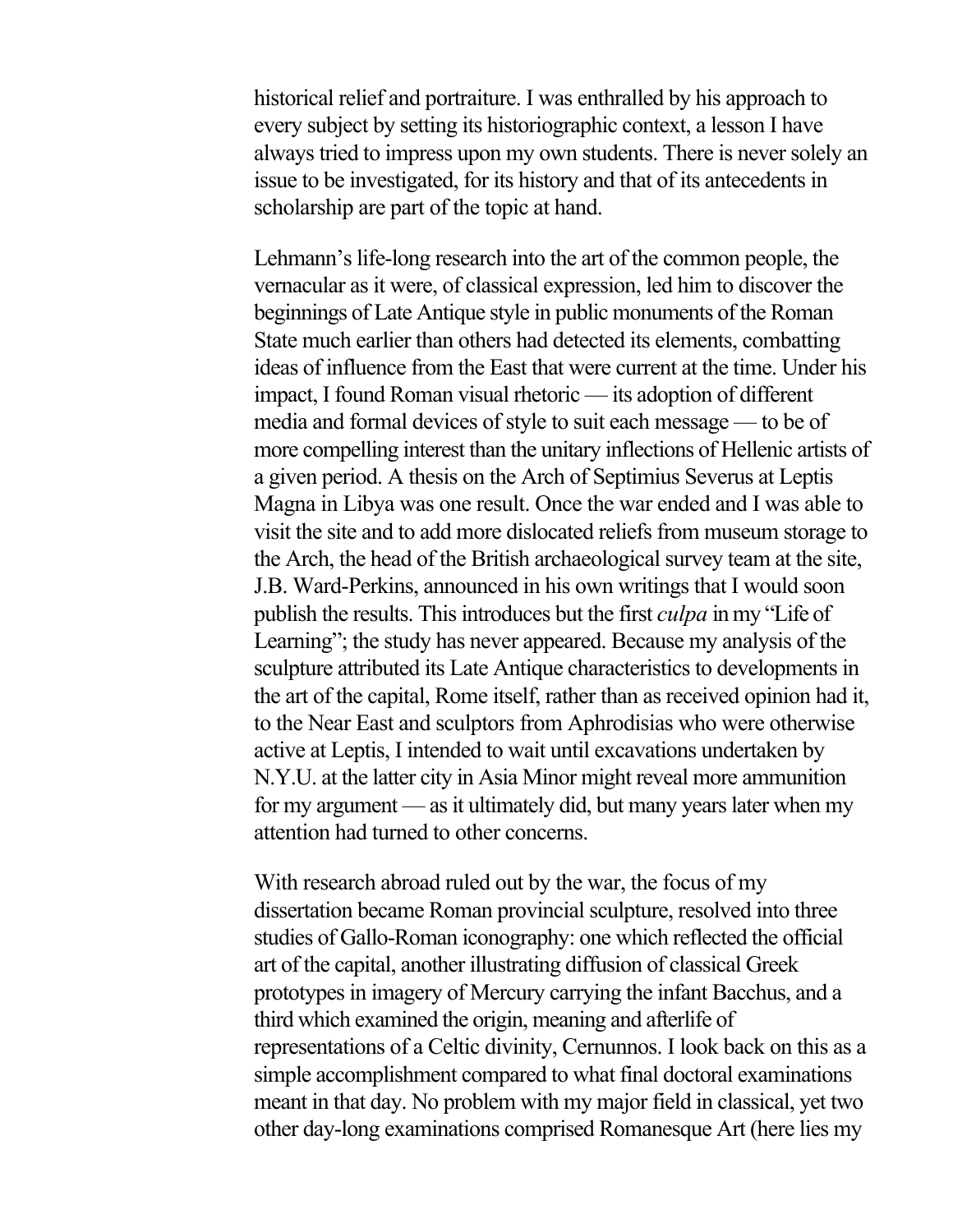historical relief and portraiture. I was enthralled by his approach to every subject by setting its historiographic context, a lesson I have always tried to impress upon my own students. There is never solely an issue to be investigated, for its history and that of its antecedents in scholarship are part of the topic at hand.

Lehmann's life-long research into the art of the common people, the vernacular as it were, of classical expression, led him to discover the beginnings of Late Antique style in public monuments of the Roman State much earlier than others had detected its elements, combatting ideas of influence from the East that were current at the time. Under his impact, I found Roman visual rhetoric — its adoption of different media and formal devices of style to suit each message — to be of more compelling interest than the unitary inflections of Hellenic artists of a given period. A thesis on the Arch of Septimius Severus at Leptis Magna in Libya was one result. Once the war ended and I was able to visit the site and to add more dislocated reliefs from museum storage to the Arch, the head of the British archaeological survey team at the site, J.B. Ward-Perkins, announced in his own writings that I would soon publish the results. This introduces but the first *culpa* in my "Life of Learning"; the study has never appeared. Because my analysis of the sculpture attributed its Late Antique characteristics to developments in the art of the capital, Rome itself, rather than as received opinion had it, to the Near East and sculptors from Aphrodisias who were otherwise active at Leptis, I intended to wait until excavations undertaken by N.Y.U. at the latter city in Asia Minor might reveal more ammunition for my argument — as it ultimately did, but many years later when my attention had turned to other concerns.

With research abroad ruled out by the war, the focus of my dissertation became Roman provincial sculpture, resolved into three studies of Gallo-Roman iconography: one which reflected the official art of the capital, another illustrating diffusion of classical Greek prototypes in imagery of Mercury carrying the infant Bacchus, and a third which examined the origin, meaning and afterlife of representations of a Celtic divinity, Cernunnos. I look back on this as a simple accomplishment compared to what final doctoral examinations meant in that day. No problem with my major field in classical, yet two other day-long examinations comprised Romanesque Art (here lies my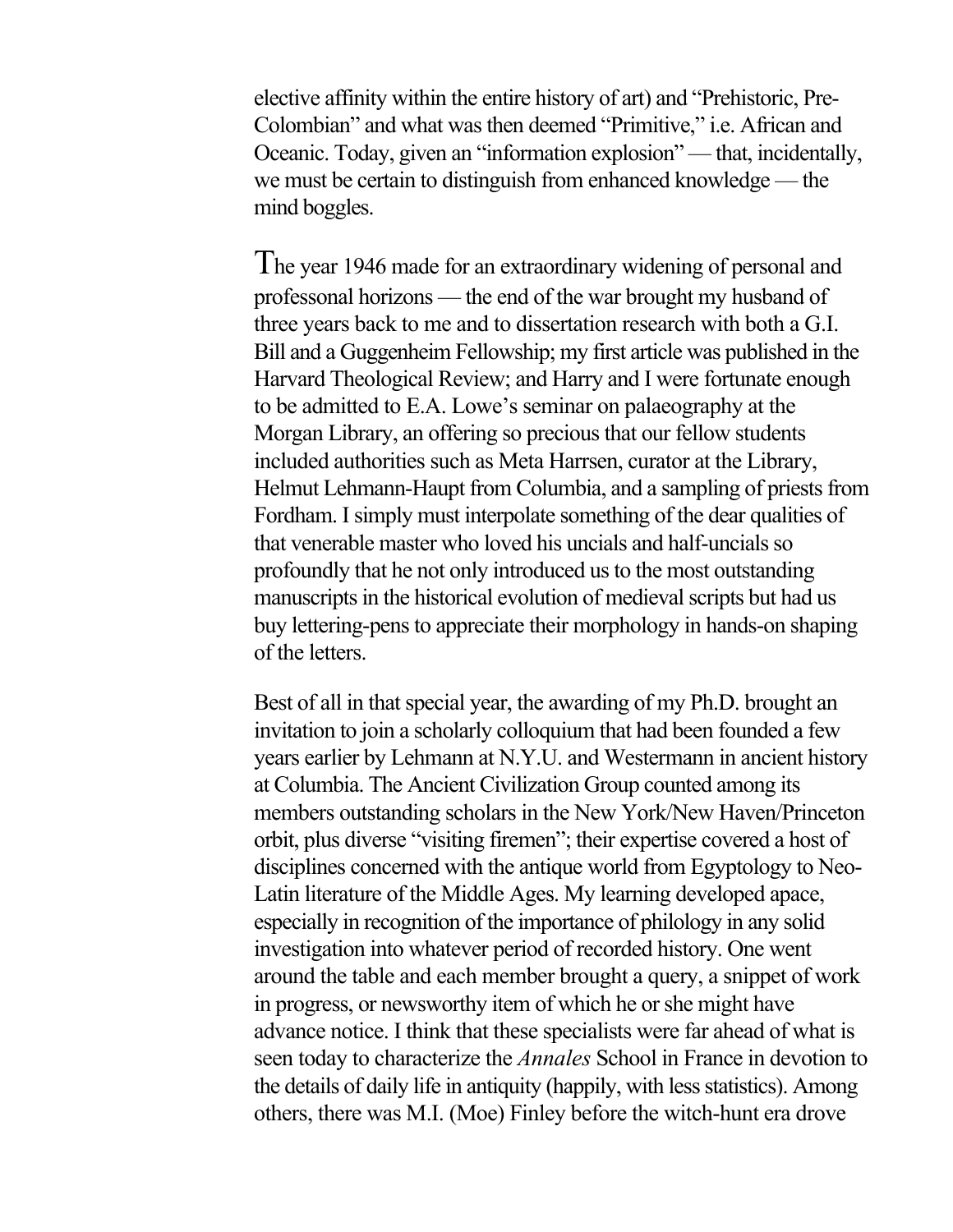elective affinity within the entire history of art) and "Prehistoric, Pre-Colombian" and what was then deemed "Primitive," i.e. African and Oceanic. Today, given an "information explosion" — that, incidentally, we must be certain to distinguish from enhanced knowledge — the mind boggles.

The year 1946 made for an extraordinary widening of personal and professonal horizons — the end of the war brought my husband of three years back to me and to dissertation research with both a G.I. Bill and a Guggenheim Fellowship; my first article was published in the Harvard Theological Review; and Harry and I were fortunate enough to be admitted to E.A. Lowe's seminar on palaeography at the Morgan Library, an offering so precious that our fellow students included authorities such as Meta Harrsen, curator at the Library, Helmut Lehmann-Haupt from Columbia, and a sampling of priests from Fordham. I simply must interpolate something of the dear qualities of that venerable master who loved his uncials and half-uncials so profoundly that he not only introduced us to the most outstanding manuscripts in the historical evolution of medieval scripts but had us buy lettering-pens to appreciate their morphology in hands-on shaping of the letters.

Best of all in that special year, the awarding of my Ph.D. brought an invitation to join a scholarly colloquium that had been founded a few years earlier by Lehmann at N.Y.U. and Westermann in ancient history at Columbia. The Ancient Civilization Group counted among its members outstanding scholars in the New York/New Haven/Princeton orbit, plus diverse "visiting firemen"; their expertise covered a host of disciplines concerned with the antique world from Egyptology to Neo-Latin literature of the Middle Ages. My learning developed apace, especially in recognition of the importance of philology in any solid investigation into whatever period of recorded history. One went around the table and each member brought a query, a snippet of work in progress, or newsworthy item of which he or she might have advance notice. I think that these specialists were far ahead of what is seen today to characterize the *Annales* School in France in devotion to the details of daily life in antiquity (happily, with less statistics). Among others, there was M.I. (Moe) Finley before the witch-hunt era drove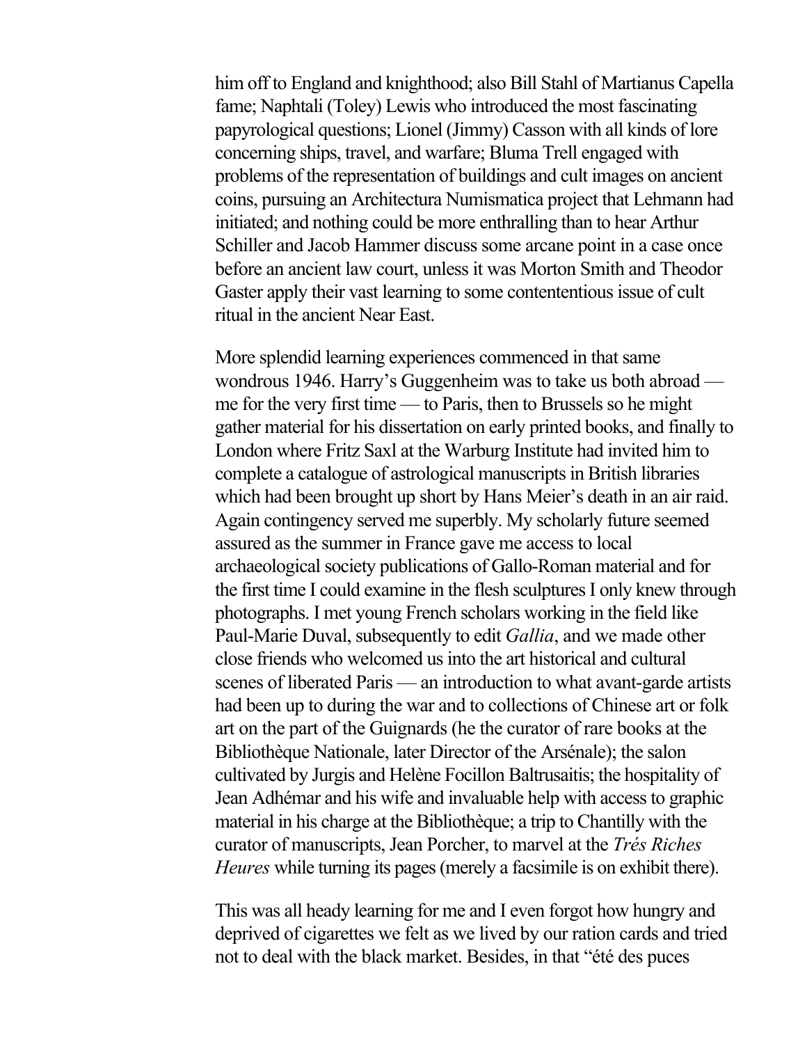him off to England and knighthood; also Bill Stahl of Martianus Capella fame; Naphtali (Toley) Lewis who introduced the most fascinating papyrological questions; Lionel (Jimmy) Casson with all kinds of lore concerning ships, travel, and warfare; Bluma Trell engaged with problems of the representation of buildings and cult images on ancient coins, pursuing an Architectura Numismatica project that Lehmann had initiated; and nothing could be more enthralling than to hear Arthur Schiller and Jacob Hammer discuss some arcane point in a case once before an ancient law court, unless it was Morton Smith and Theodor Gaster apply their vast learning to some contentious issue of cult ritual in the ancient Near East.

More splendid learning experiences commenced in that same wondrous 1946. Harry's Guggenheim was to take us both abroad — me for the very first time — to Paris, then to Brussels so he might gather material for his dissertation on early printed books, and finally to London where Fritz Saxl at the Warburg Institute had invited him to complete a catalogue of astrological manuscripts in British libraries which had been brought up short by Hans Meier's death in an air raid. Again contingency served me superbly. My scholarly future seemed assured as the summer in France gave me access to local archaeological society publications of Gallo-Roman material and for the first time I could examine in the flesh sculptures I only knew through photographs. I met young French scholars working in the field like Paul-Marie Duval, subsequently to edit *Gallia*, and we made other close friends who welcomed us into the art historical and cultural scenes of liberated Paris — an introduction to what avant-garde artists had been up to during the war and to collections of Chinese art or folk art on the part of the Guignards (he the curator of rare books at the Bibliothèque Nationale, later Director of the Arsénale); the salon cultivated by Jurgis and Helène Focillon Baltrusaitis; the hospitality of Jean Adhémar and his wife and invaluable help with access to graphic material in his charge at the Bibliothèque; a trip to Chantilly with the curator of manuscripts, Jean Porcher, to marvel at the *Trés Riches Heures* while turning its pages (merely a facsimile is on exhibit there).

This was all heady learning for me and I even forgot how hungry and deprived of cigarettes we felt as we lived by our ration cards and tried not to deal with the black market. Besides, in that "été des puces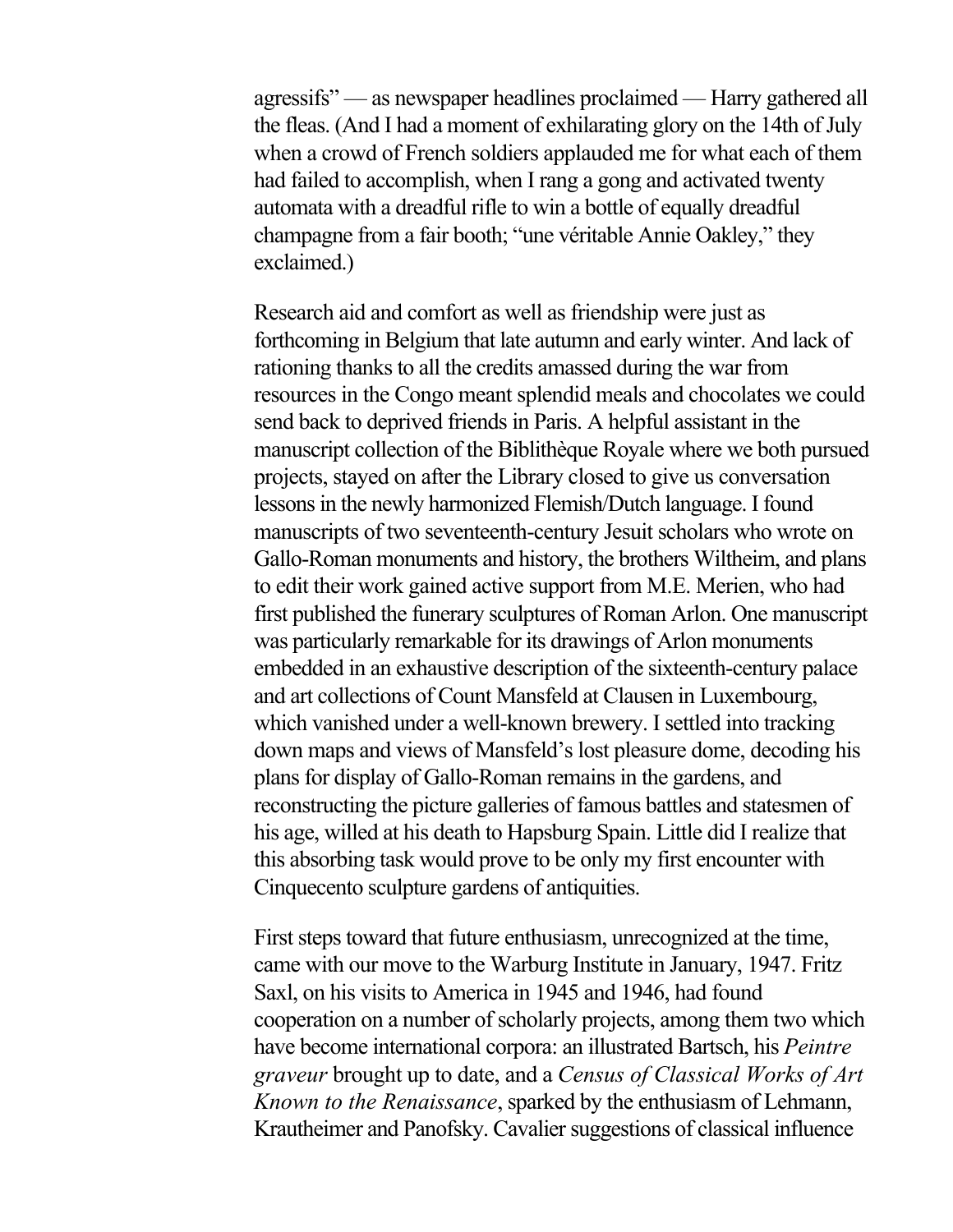agressifs" — as newspaper headlines proclaimed — Harry gathered all the fleas. (And I had a moment of exhilarating glory on the 14th of July when a crowd of French soldiers applauded me for what each of them had failed to accomplish, when I rang a gong and activated twenty automata with a dreadful rifle to win a bottle of equally dreadful champagne from a fair booth; "une véritable Annie Oakley," they exclaimed.)

Research aid and comfort as well as friendship were just as forthcoming in Belgium that late autumn and early winter. And lack of rationing thanks to all the credits amassed during the war from resources in the Congo meant splendid meals and chocolates we could send back to deprived friends in Paris. A helpful assistant in the manuscript collection of the Biblithèque Royale where we both pursued projects, stayed on after the Library closed to give us conversation lessons in the newly harmonized Flemish/Dutch language. I found manuscripts of two seventeenth-century Jesuit scholars who wrote on Gallo-Roman monuments and history, the brothers Wiltheim, and plans to edit their work gained active support from M.E. Merien, who had first published the funerary sculptures of Roman Arlon. One manuscript was particularly remarkable for its drawings of Arlon monuments embedded in an exhaustive description of the sixteenth-century palace and art collections of Count Mansfeld at Clausen in Luxembourg, which vanished under a well-known brewery. I settled into tracking down maps and views of Mansfeld's lost pleasure dome, decoding his plans for display of Gallo-Roman remains in the gardens, and reconstructing the picture galleries of famous battles and statesmen of his age, willed at his death to Hapsburg Spain. Little did I realize that this absorbing task would prove to be only my first encounter with Cinquecento sculpture gardens of antiquities.

First steps toward that future enthusiasm, unrecognized at the time, came with our move to the Warburg Institute in January, 1947. Fritz Saxl, on his visits to America in 1945 and 1946, had found cooperation on a number of scholarly projects, among them two which have become international corpora: an illustrated Bartsch, his *Peintre graveur* brought up to date, and a *Census of Classical Works of Art Known to the Renaissance*, sparked by the enthusiasm of Lehmann, Krautheimer and Panofsky. Cavalier suggestions of classical influence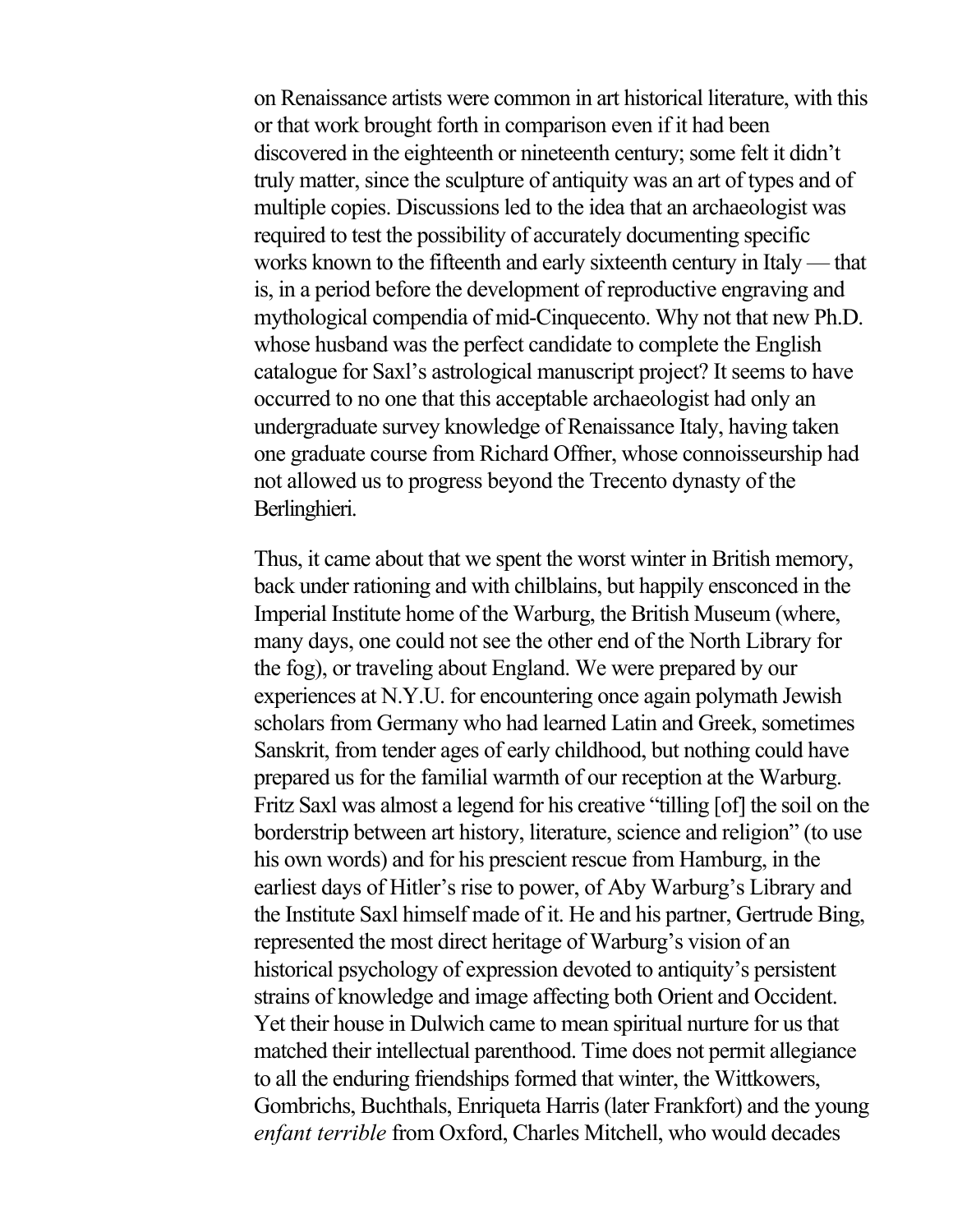on Renaissance artists were common in art historical literature, with this or that work brought forth in comparison even if it had been discovered in the eighteenth or nineteenth century; some felt it didn't truly matter, since the sculpture of antiquity was an art of types and of multiple copies. Discussions led to the idea that an archaeologist was required to test the possibility of accurately documenting specific works known to the fifteenth and early sixteenth century in Italy — that is, in a period before the development of reproductive engraving and mythological compendia of mid-Cinquecento. Why not that new Ph.D. whose husband was the perfect candidate to complete the English catalogue for Saxl's astrological manuscript project? It seems to have occurred to no one that this acceptable archaeologist had only an undergraduate survey knowledge of Renaissance Italy, having taken one graduate course from Richard Offner, whose connoisseurship had not allowed us to progress beyond the Trecento dynasty of the Berlinghieri.

Thus, it came about that we spent the worst winter in British memory, back under rationing and with chilblains, but happily ensconced in the Imperial Institute home of the Warburg, the British Museum (where, many days, one could not see the other end of the North Library for the fog), or traveling about England. We were prepared by our experiences at N.Y.U. for encountering once again polymath Jewish scholars from Germany who had learned Latin and Greek, sometimes Sanskrit, from tender ages of early childhood, but nothing could have prepared us for the familial warmth of our reception at the Warburg. Fritz Saxl was almost a legend for his creative "tilling [of] the soil on the borderstrip between art history, literature, science and religion" (to use his own words) and for his prescient rescue from Hamburg, in the earliest days of Hitler's rise to power, of Aby Warburg's Library and the Institute Saxl himself made of it. He and his partner, Gertrude Bing, represented the most direct heritage of Warburg's vision of an historical psychology of expression devoted to antiquity's persistent strains of knowledge and image affecting both Orient and Occident. Yet their house in Dulwich came to mean spiritual nurture for us that matched their intellectual parenthood. Time does not permit allegiance to all the enduring friendships formed that winter, the Wittkowers, Gombrichs, Buchthals, Enriqueta Harris (later Frankfort) and the young *enfant terrible* from Oxford, Charles Mitchell, who would decades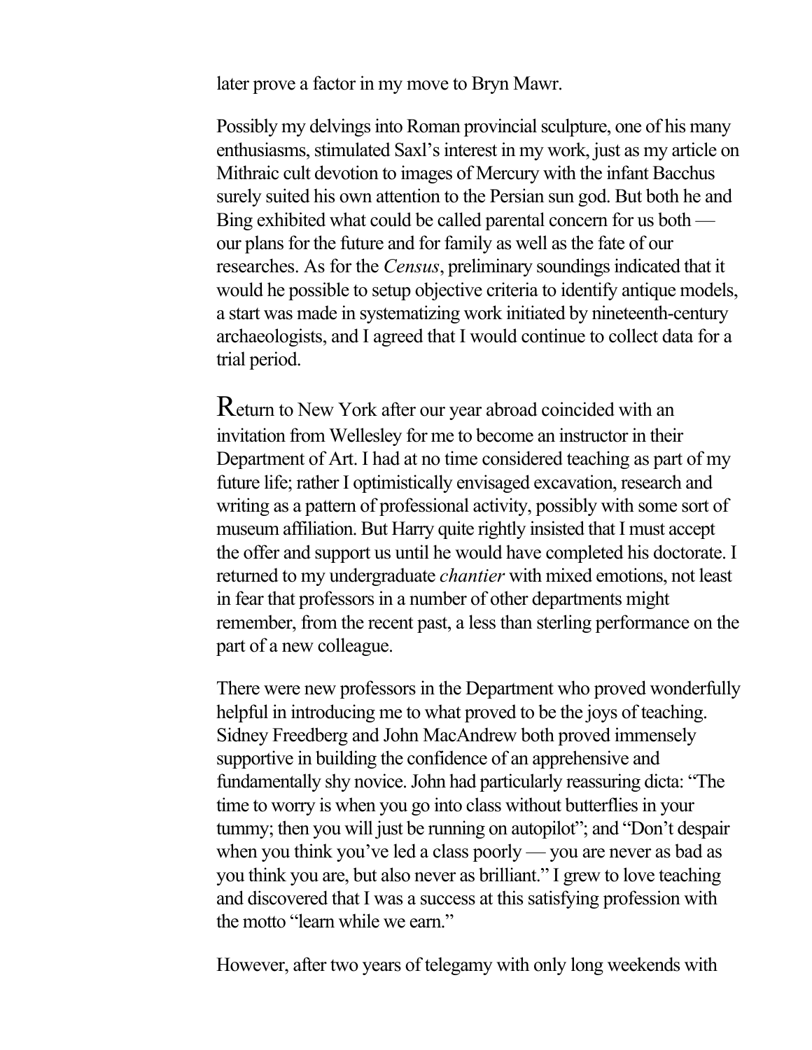later prove a factor in my move to Bryn Mawr.

Possibly my delvings into Roman provincial sculpture, one of his many enthusiasms, stimulated Saxl's interest in my work, just as my article on Mithraic cult devotion to images of Mercury with the infant Bacchus surely suited his own attention to the Persian sun god. But both he and Bing exhibited what could be called parental concern for us both — our plans for the future and for family as well as the fate of our researches. As for the *Census*, preliminary soundings indicated that it would he possible to setup objective criteria to identify antique models, a start was made in systematizing work initiated by nineteenth-century archaeologists, and I agreed that I would continue to collect data for a trial period.

Return to New York after our year abroad coincided with an invitation from Wellesley for me to become an instructor in their Department of Art. I had at no time considered teaching as part of my future life; rather I optimistically envisaged excavation, research and writing as a pattern of professional activity, possibly with some sort of museum affiliation. But Harry quite rightly insisted that I must accept the offer and support us until he would have completed his doctorate. I returned to my undergraduate *chantier* with mixed emotions, not least in fear that professors in a number of other departments might remember, from the recent past, a less than sterling performance on the part of a new colleague.

There were new professors in the Department who proved wonderfully helpful in introducing me to what proved to be the joys of teaching. Sidney Freedberg and John MacAndrew both proved immensely supportive in building the confidence of an apprehensive and fundamentally shy novice. John had particularly reassuring dicta: "The time to worry is when you go into class without butterflies in your tummy; then you will just be running on autopilot"; and "Don't despair when you think you've led a class poorly — you are never as bad as you think you are, but also never as brilliant." I grew to love teaching and discovered that I was a success at this satisfying profession with the motto "learn while we earn."

However, after two years of telegamy with only long weekends with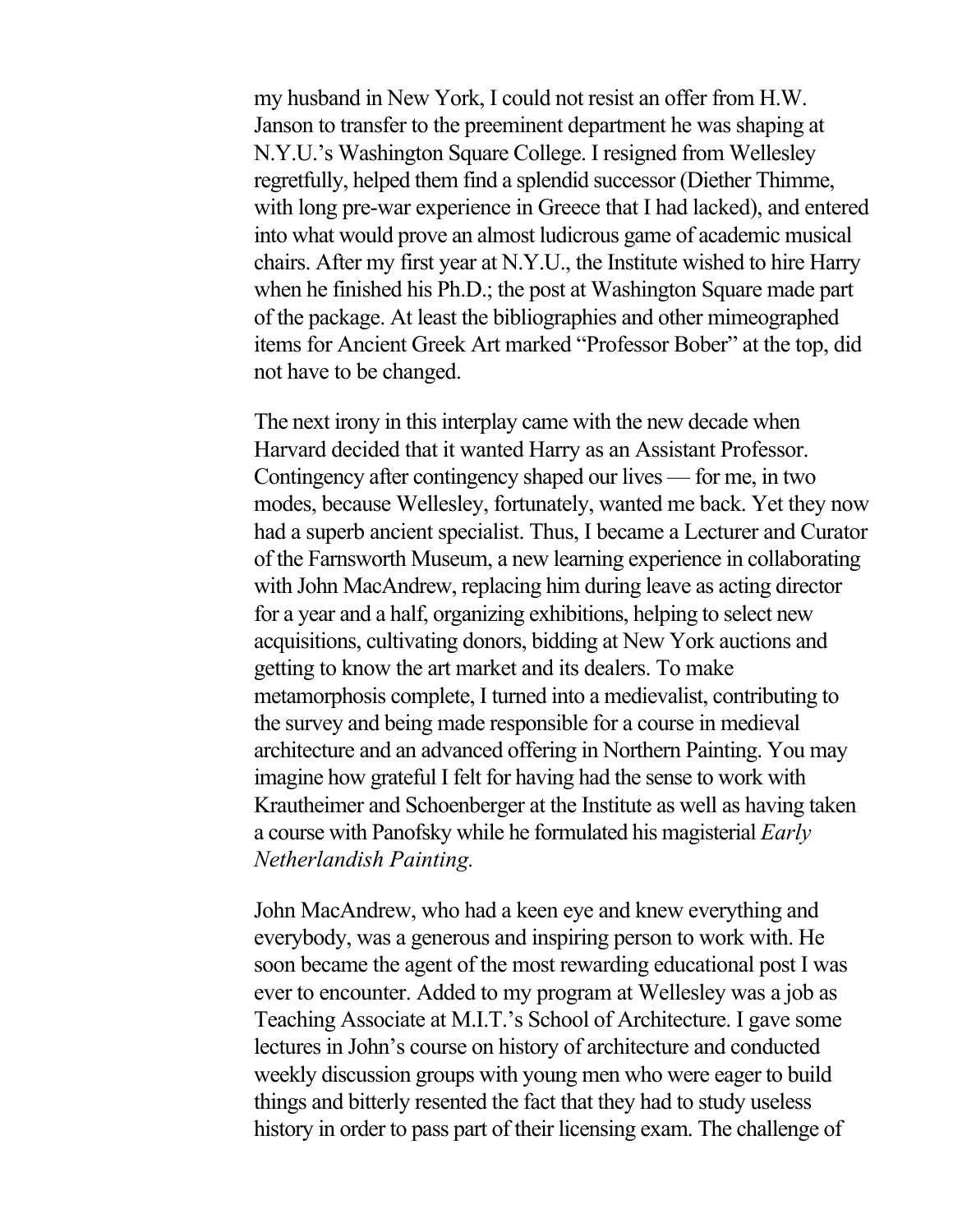my husband in New York, I could not resist an offer from H.W. Janson to transfer to the preeminent department he was shaping at N.Y.U.'s Washington Square College. I resigned from Wellesley regretfully, helped them find a splendid successor (Diether Thimme, with long pre-war experience in Greece that I had lacked), and entered into what would prove an almost ludicrous game of academic musical chairs. After my first year at N.Y.U., the Institute wished to hire Harry when he finished his Ph.D.; the post at Washington Square made part of the package. At least the bibliographies and other mimeographed items for Ancient Greek Art marked "Professor Bober" at the top, did not have to be changed.

The next irony in this interplay came with the new decade when Harvard decided that it wanted Harry as an Assistant Professor. Contingency after contingency shaped our lives — for me, in two modes, because Wellesley, fortunately, wanted me back. Yet they now had a superb ancient specialist. Thus, I became a Lecturer and Curator of the Farnsworth Museum, a new learning experience in collaborating with John MacAndrew, replacing him during leave as acting director for a year and a half, organizing exhibitions, helping to select new acquisitions, cultivating donors, bidding at New York auctions and getting to know the art market and its dealers. To make metamorphosis complete, I turned into a medievalist, contributing to the survey and being made responsible for a course in medieval architecture and an advanced offering in Northern Painting. You may imagine how grateful I felt for having had the sense to work with Krautheimer and Schoenberger at the Institute as well as having taken a course with Panofsky while he formulated his magisterial *Early Netherlandish Painting.*

John MacAndrew, who had a keen eye and knew everything and everybody, was a generous and inspiring person to work with. He soon became the agent of the most rewarding educational post I was ever to encounter. Added to my program at Wellesley was a job as Teaching Associate at M.I.T.'s School of Architecture. I gave some lectures in John's course on history of architecture and conducted weekly discussion groups with young men who were eager to build things and bitterly resented the fact that they had to study useless history in order to pass part of their licensing exam. The challenge of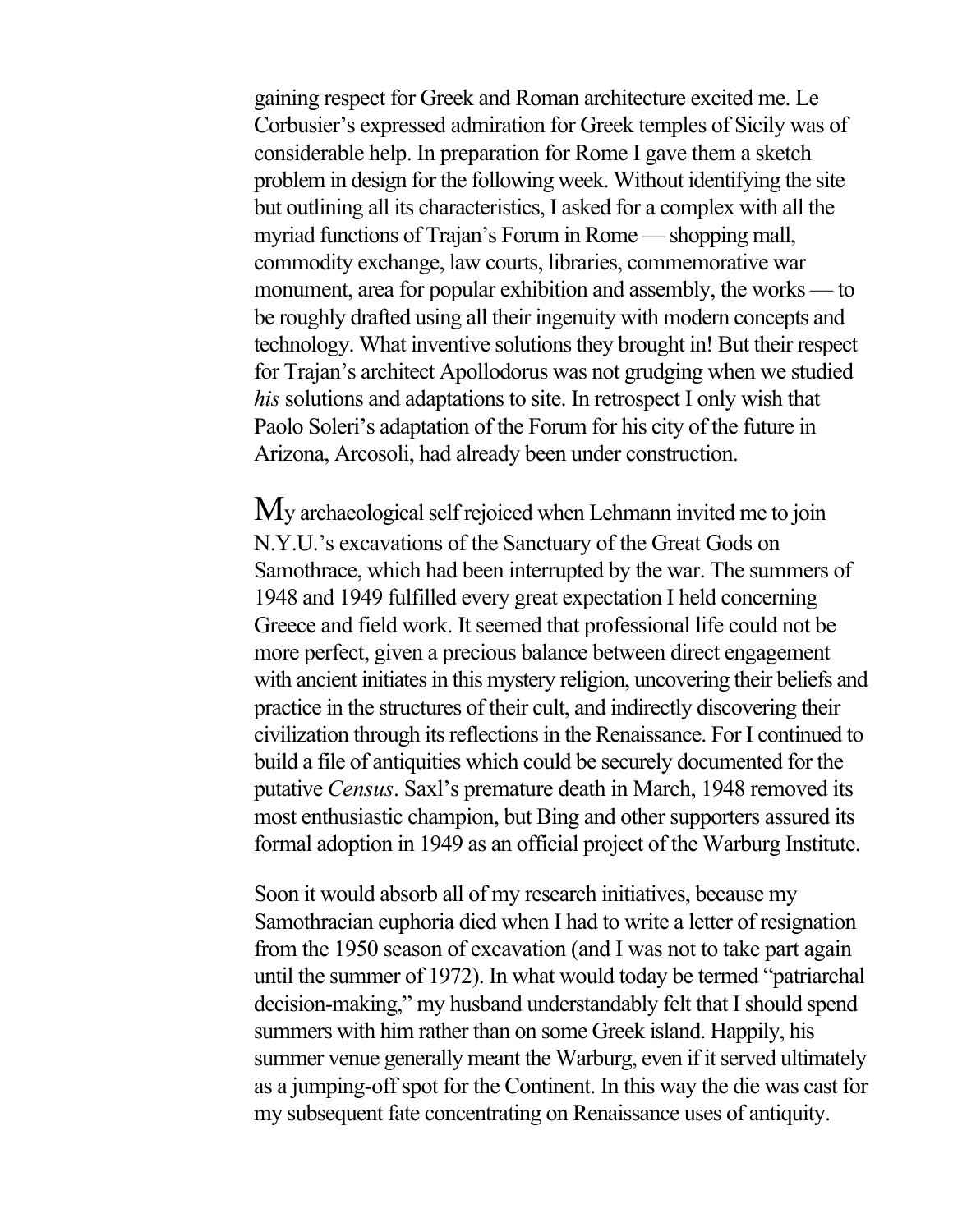gaining respect for Greek and Roman architecture excited me. Le Corbusier's expressed admiration for Greek temples of Sicily was of considerable help. In preparation for Rome I gave them a sketch problem in design for the following week. Without identifying the site but outlining all its characteristics, I asked for a complex with all the myriad functions of Trajan's Forum in Rome — shopping mall, commodity exchange, law courts, libraries, commemorative war monument, area for popular exhibition and assembly, the works — to be roughly drafted using all their ingenuity with modern concepts and technology. What inventive solutions they brought in! But their respect for Trajan's architect Apollodorus was not grudging when we studied *his* solutions and adaptations to site. In retrospect I only wish that Paolo Soleri's adaptation of the Forum for his city of the future in Arizona, Arcosoli, had already been under construction.

My archaeological self rejoiced when Lehmann invited me to join N.Y.U.'s excavations of the Sanctuary of the Great Gods on Samothrace, which had been interrupted by the war. The summers of 1948 and 1949 fulfilled every great expectation I held concerning Greece and field work. It seemed that professional life could not be more perfect, given a precious balance between direct engagement with ancient initiates in this mystery religion, uncovering their beliefs and practice in the structures of their cult, and indirectly discovering their civilization through its reflections in the Renaissance. For I continued to build a file of antiquities which could be securely documented for the putative *Census*. Saxl's premature death in March, 1948 removed its most enthusiastic champion, but Bing and other supporters assured its formal adoption in 1949 as an official project of the Warburg Institute.

Soon it would absorb all of my research initiatives, because my Samothracian euphoria died when I had to write a letter of resignation from the 1950 season of excavation (and I was not to take part again until the summer of 1972). In what would today be termed "patriarchal decision-making," my husband understandably felt that I should spend summers with him rather than on some Greek island. Happily, his summer venue generally meant the Warburg, even if it served ultimately as a jumping-off spot for the Continent. In this way the die was cast for my subsequent fate concentrating on Renaissance uses of antiquity.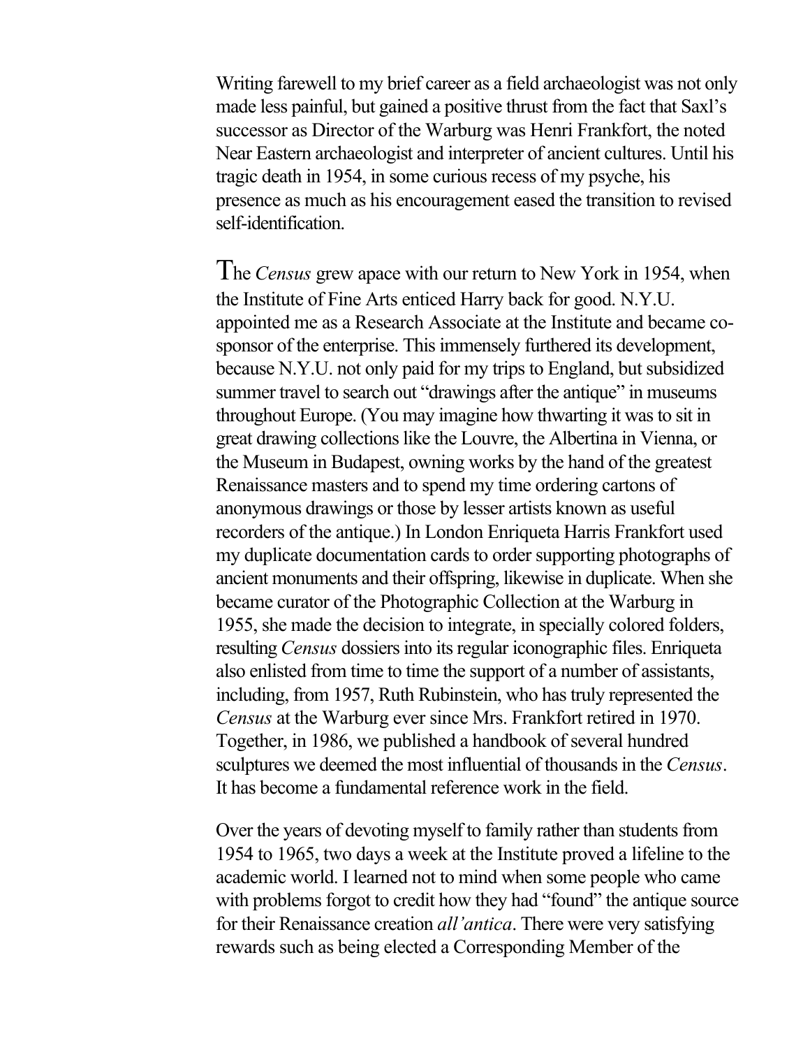Writing farewell to my brief career as a field archaeologist was not only made less painful, but gained a positive thrust from the fact that Saxl's successor as Director of the Warburg was Henri Frankfort, the noted Near Eastern archaeologist and interpreter of ancient cultures. Until his tragic death in 1954, in some curious recess of my psyche, his presence as much as his encouragement eased the transition to revised self-identification.

The *Census* grew apace with our return to New York in 1954, when the Institute of Fine Arts enticed Harry back for good. N.Y.U. appointed me as a Research Associate at the Institute and became co-sponsor of the enterprise. This immensely furthered its development, because N.Y.U. not only paid for my trips to England, but subsidized summer travel to search out "drawings after the antique" in museums throughout Europe. (You may imagine how thwarting it was to sit in great drawing collections like the Louvre, the Albertina in Vienna, or the Museum in Budapest, owning works by the hand of the greatest Renaissance masters and to spend my time ordering cartons of anonymous drawings or those by lesser artists known as useful recorders of the antique.) In London Enriqueta Harris Frankfort used my duplicate documentation cards to order supporting photographs of ancient monuments and their offspring, likewise in duplicate. When she became curator of the Photographic Collection at the Warburg in 1955, she made the decision to integrate, in specially colored folders, resulting *Census* dossiers into its regular iconographic files. Enriqueta also enlisted from time to time the support of a number of assistants, including, from 1957, Ruth Rubinstein, who has truly represented the *Census* at the Warburg ever since Mrs. Frankfort retired in 1970. Together, in 1986, we published a handbook of several hundred sculptures we deemed the most influential of thousands in the *Census*. It has become a fundamental reference work in the field.

Over the years of devoting myself to family rather than students from 1954 to 1965, two days a week at the Institute proved a lifeline to the academic world. I learned not to mind when some people who came with problems forgot to credit how they had "found" the antique source for their Renaissance creation *all'antica*. There were very satisfying rewards such as being elected a Corresponding Member of the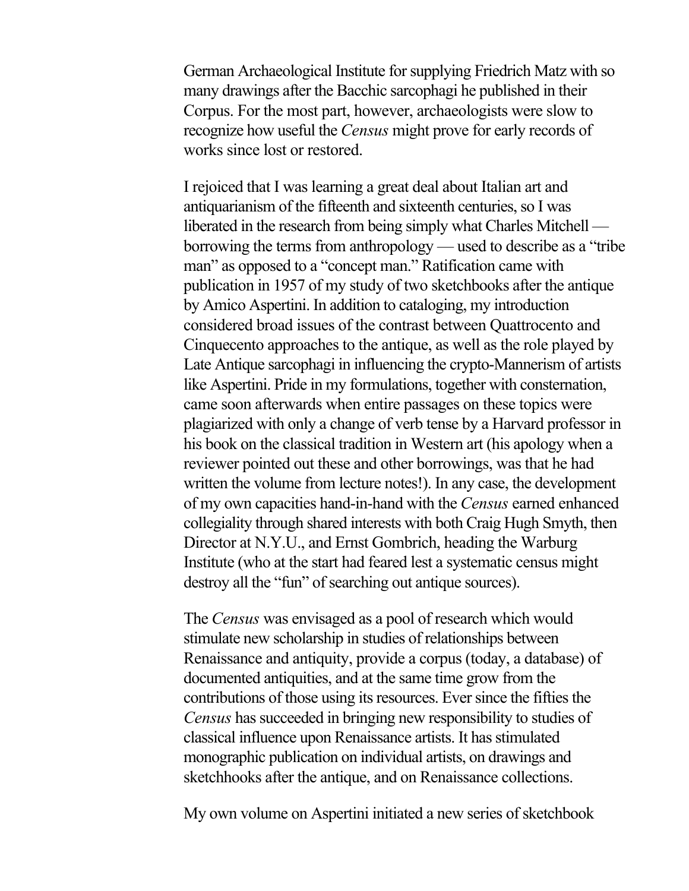German Archaeological Institute for supplying Friedrich Matz with so many drawings after the Bacchic sarcophagi he published in their Corpus. For the most part, however, archaeologists were slow to recognize how useful the *Census* might prove for early records of works since lost or restored.

I rejoiced that I was learning a great deal about Italian art and antiquarianism of the fifteenth and sixteenth centuries, so I was liberated in the research from being simply what Charles Mitchell — borrowing the terms from anthropology — used to describe as a "tribe man" as opposed to a "concept man." Ratification came with publication in 1957 of my study of two sketchbooks after the antique by Amico Aspertini. In addition to cataloging, my introduction considered broad issues of the contrast between Quattrocento and Cinquecento approaches to the antique, as well as the role played by Late Antique sarcophagi in influencing the crypto-Mannerism of artists like Aspertini. Pride in my formulations, together with consternation, came soon afterwards when entire passages on these topics were plagiarized with only a change of verb tense by a Harvard professor in his book on the classical tradition in Western art (his apology when a reviewer pointed out these and other borrowings, was that he had written the volume from lecture notes!). In any case, the development of my own capacities hand-in-hand with the *Census* earned enhanced collegiality through shared interests with both Craig Hugh Smyth, then Director at N.Y.U., and Ernst Gombrich, heading the Warburg Institute (who at the start had feared lest a systematic census might destroy all the "fun" of searching out antique sources).

The *Census* was envisaged as a pool of research which would stimulate new scholarship in studies of relationships between Renaissance and antiquity, provide a corpus (today, a database) of documented antiquities, and at the same time grow from the contributions of those using its resources. Ever since the fifties the *Census* has succeeded in bringing new responsibility to studies of classical influence upon Renaissance artists. It has stimulated monographic publication on individual artists, on drawings and sketchhooks after the antique, and on Renaissance collections.

My own volume on Aspertini initiated a new series of sketchbook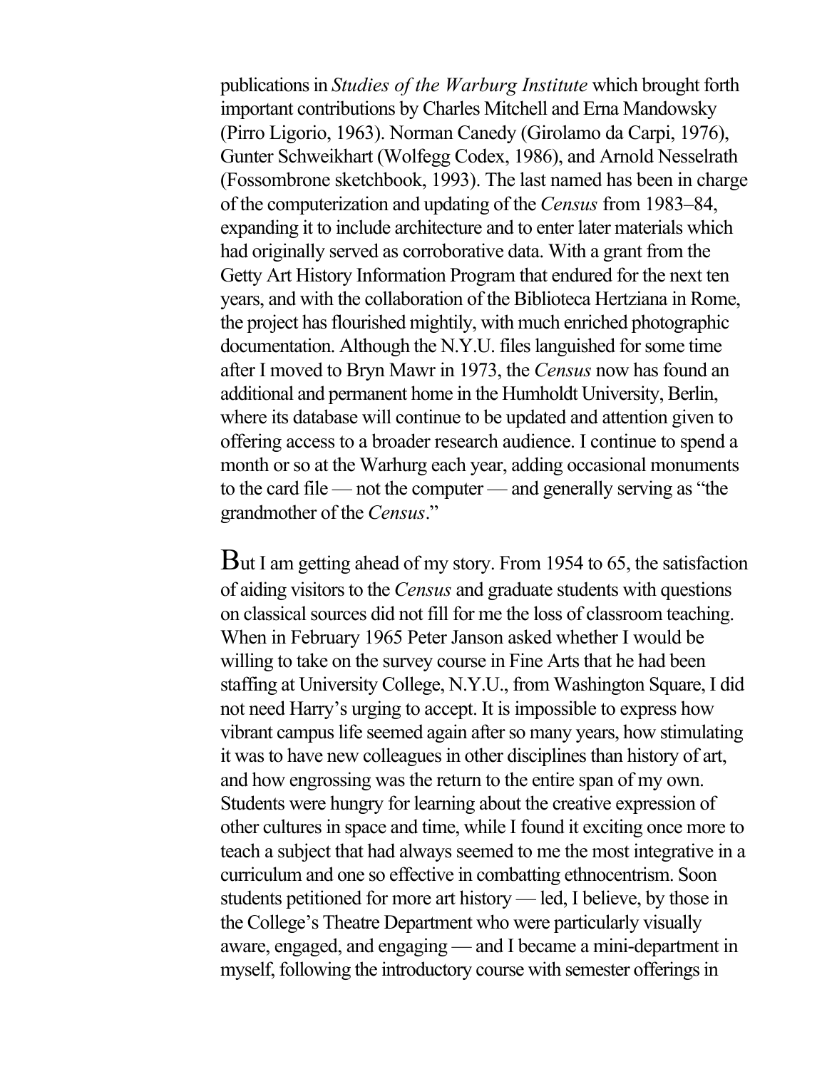publications in *Studies of the Warburg Institute* which brought forth important contributions by Charles Mitchell and Erna Mandowsky (Pirro Ligorio, 1963). Norman Canedy (Girolamo da Carpi, 1976), Gunter Schweikhart (Wolfegg Codex, 1986), and Arnold Nesselrath (Fossombrone sketchbook, 1993). The last named has been in charge of the computerization and updating of the *Census* from 1983–84, expanding it to include architecture and to enter later materials which had originally served as corroborative data. With a grant from the Getty Art History Information Program that endured for the next ten years, and with the collaboration of the Biblioteca Hertziana in Rome, the project has flourished mightily, with much enriched photographic documentation. Although the N.Y.U. files languished for some time after I moved to Bryn Mawr in 1973, the *Census* now has found an additional and permanent home in the Humholdt University, Berlin, where its database will continue to be updated and attention given to offering access to a broader research audience. I continue to spend a month or so at the Warhurg each year, adding occasional monuments to the card file — not the computer — and generally serving as "the grandmother of the *Census*."

But I am getting ahead of my story. From 1954 to 65, the satisfaction of aiding visitors to the *Census* and graduate students with questions on classical sources did not fill for me the loss of classroom teaching. When in February 1965 Peter Janson asked whether I would be willing to take on the survey course in Fine Arts that he had been staffing at University College, N.Y.U., from Washington Square, I did not need Harry's urging to accept. It is impossible to express how vibrant campus life seemed again after so many years, how stimulating it was to have new colleagues in other disciplines than history of art, and how engrossing was the return to the entire span of my own. Students were hungry for learning about the creative expression of other cultures in space and time, while I found it exciting once more to teach a subject that had always seemed to me the most integrative in a curriculum and one so effective in combatting ethnocentrism. Soon students petitioned for more art history — led, I believe, by those in the College's Theatre Department who were particularly visually aware, engaged, and engaging — and I became a mini-department in myself, following the introductory course with semester offerings in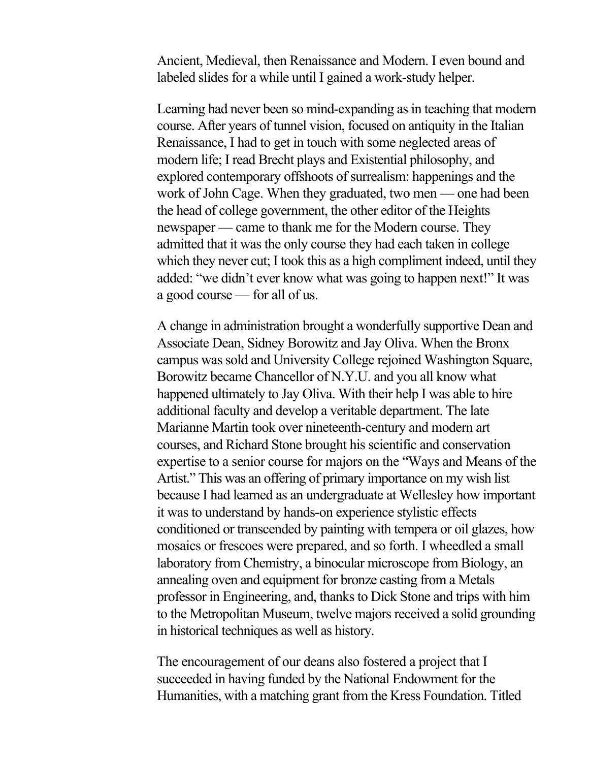Ancient, Medieval, then Renaissance and Modern. I even bound and labeled slides for a while until I gained a work-study helper.

Learning had never been so mind-expanding as in teaching that modern course. After years of tunnel vision, focused on antiquity in the Italian Renaissance, I had to get in touch with some neglected areas of modern life; I read Brecht plays and Existential philosophy, and explored contemporary offshoots of surrealism: happenings and the work of John Cage. When they graduated, two men — one had been the head of college government, the other editor of the Heights newspaper — came to thank me for the Modern course. They admitted that it was the only course they had each taken in college which they never cut; I took this as a high compliment indeed, until they added: "we didn't ever know what was going to happen next!" It was a good course — for all of us.

A change in administration brought a wonderfully supportive Dean and Associate Dean, Sidney Borowitz and Jay Oliva. When the Bronx campus was sold and University College rejoined Washington Square, Borowitz became Chancellor of N.Y.U. and you all know what happened ultimately to Jay Oliva. With their help I was able to hire additional faculty and develop a veritable department. The late Marianne Martin took over nineteenth-century and modern art courses, and Richard Stone brought his scientific and conservation expertise to a senior course for majors on the "Ways and Means of the Artist." This was an offering of primary importance on my wish list because I had learned as an undergraduate at Wellesley how important it was to understand by hands-on experience stylistic effects conditioned or transcended by painting with tempera or oil glazes, how mosaics or frescoes were prepared, and so forth. I wheedled a small laboratory from Chemistry, a binocular microscope from Biology, an annealing oven and equipment for bronze casting from a Metals professor in Engineering, and, thanks to Dick Stone and trips with him to the Metropolitan Museum, twelve majors received a solid grounding in historical techniques as well as history.

The encouragement of our deans also fostered a project that I succeeded in having funded by the National Endowment for the Humanities, with a matching grant from the Kress Foundation. Titled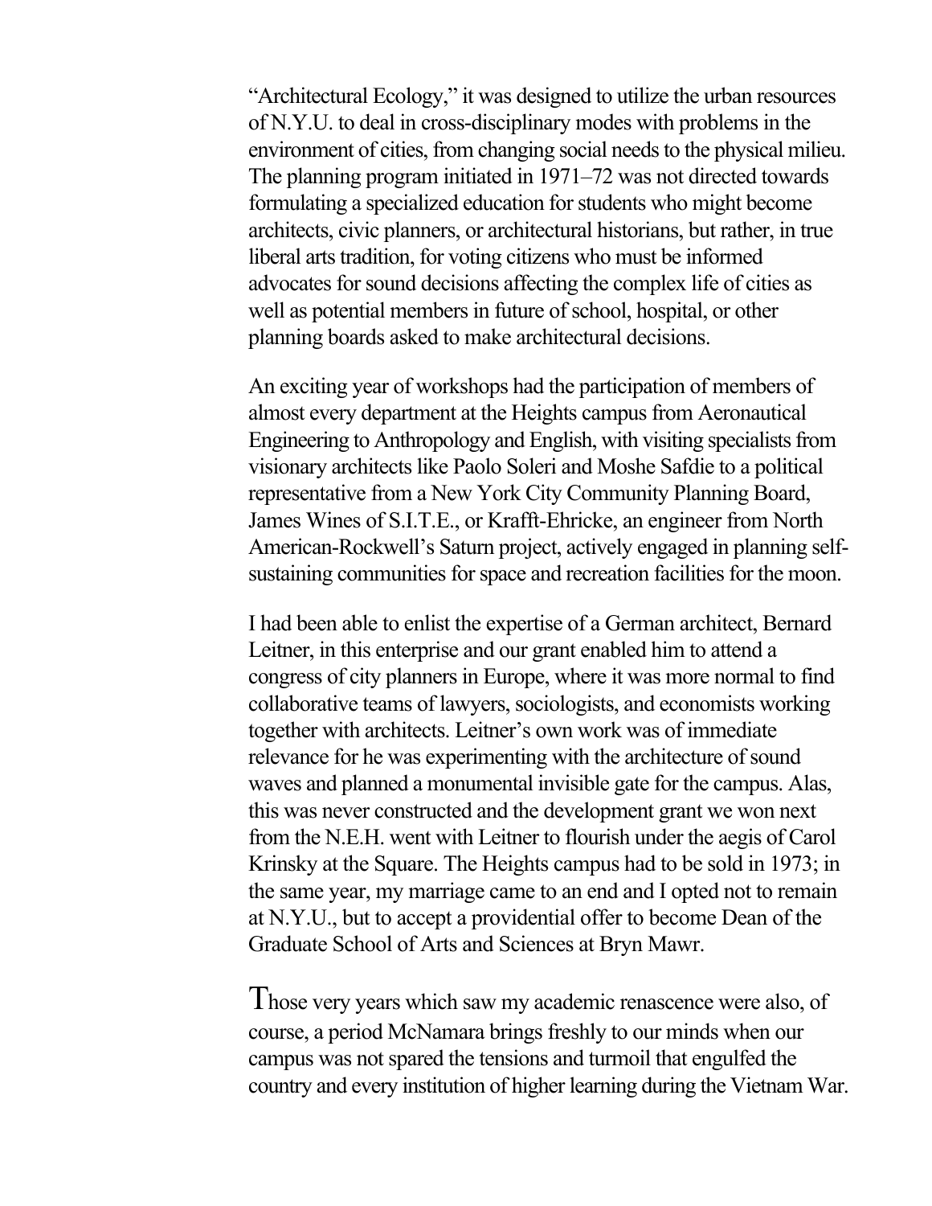"Architectural Ecology," it was designed to utilize the urban resources of N.Y.U. to deal in cross-disciplinary modes with problems in the environment of cities, from changing social needs to the physical milieu. The planning program initiated in 1971–72 was not directed towards formulating a specialized education for students who might become architects, civic planners, or architectural historians, but rather, in true liberal arts tradition, for voting citizens who must be informed advocates for sound decisions affecting the complex life of cities as well as potential members in future of school, hospital, or other planning boards asked to make architectural decisions.

An exciting year of workshops had the participation of members of almost every department at the Heights campus from Aeronautical Engineering to Anthropology and English, with visiting specialists from visionary architects like Paolo Soleri and Moshe Safdie to a political representative from a New York City Community Planning Board, James Wines of S.I.T.E., or Krafft-Ehricke, an engineer from North American-Rockwell's Saturn project, actively engaged in planning self-sustaining communities for space and recreation facilities for the moon.

I had been able to enlist the expertise of a German architect, Bernard Leitner, in this enterprise and our grant enabled him to attend a congress of city planners in Europe, where it was more normal to find collaborative teams of lawyers, sociologists, and economists working together with architects. Leitner's own work was of immediate relevance for he was experimenting with the architecture of sound waves and planned a monumental invisible gate for the campus. Alas, this was never constructed and the development grant we won next from the N.E.H. went with Leitner to flourish under the aegis of Carol Krinsky at the Square. The Heights campus had to be sold in 1973; in the same year, my marriage came to an end and I opted not to remain at N.Y.U., but to accept a providential offer to become Dean of the Graduate School of Arts and Sciences at Bryn Mawr.

Those very years which saw my academic renascence were also, of course, a period McNamara brings freshly to our minds when our campus was not spared the tensions and turmoil that engulfed the country and every institution of higher learning during the Vietnam War.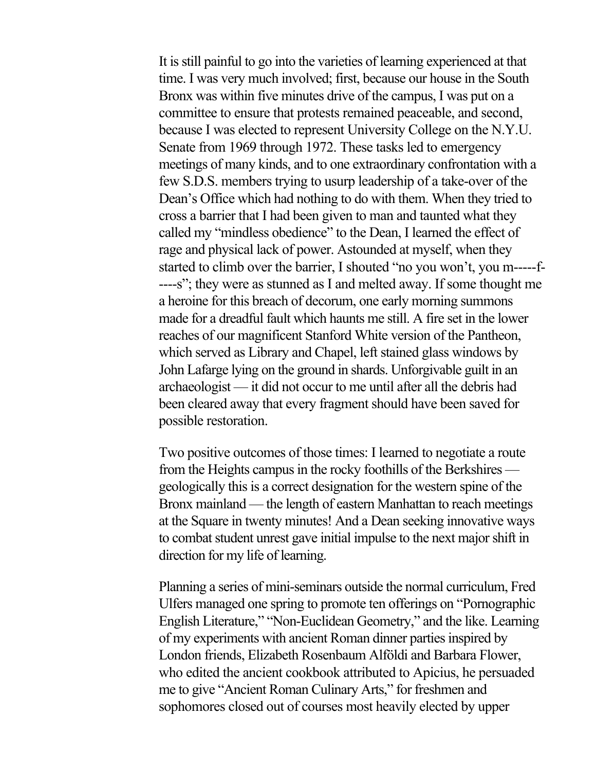It is still painful to go into the varieties of learning experienced at that time. I was very much involved; first, because our house in the South Bronx was within five minutes drive of the campus, I was put on a committee to ensure that protests remained peaceable, and second, because I was elected to represent University College on the N.Y.U. Senate from 1969 through 1972. These tasks led to emergency meetings of many kinds, and to one extraordinary confrontation with a few S.D.S. members trying to usurp leadership of a take-over of the Dean's Office which had nothing to do with them. When they tried to cross a barrier that I had been given to man and taunted what they called my "mindless obedience" to the Dean, I learned the effect of rage and physical lack of power. Astounded at myself, when they started to climb over the barrier, I shouted "no you won't, you m-----f-----s"; they were as stunned as I and melted away. If some thought me a heroine for this breach of decorum, one early morning summons made for a dreadful fault which haunts me still. A fire set in the lower reaches of our magnificent Stanford White version of the Pantheon, which served as Library and Chapel, left stained glass windows by John Lafarge lying on the ground in shards. Unforgivable guilt in an archaeologist — it did not occur to me until after all the debris had been cleared away that every fragment should have been saved for possible restoration.

Two positive outcomes of those times: I learned to negotiate a route from the Heights campus in the rocky foothills of the Berkshires — geologically this is a correct designation for the western spine of the Bronx mainland — the length of eastern Manhattan to reach meetings at the Square in twenty minutes! And a Dean seeking innovative ways to combat student unrest gave initial impulse to the next major shift in direction for my life of learning.

Planning a series of mini-seminars outside the normal curriculum, Fred Ulfers managed one spring to promote ten offerings on "Pornographic English Literature," "Non-Euclidean Geometry," and the like. Learning of my experiments with ancient Roman dinner parties inspired by London friends, Elizabeth Rosenbaum Alföldi and Barbara Flower, who edited the ancient cookbook attributed to Apicius, he persuaded me to give "Ancient Roman Culinary Arts," for freshmen and sophomores closed out of courses most heavily elected by upper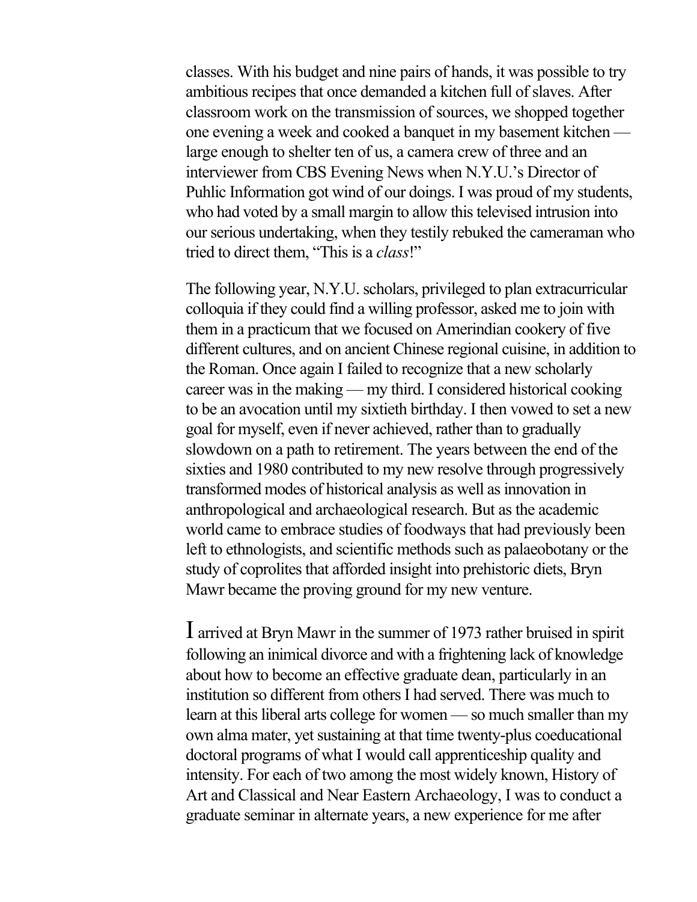classes. With his budget and nine pairs of hands, it was possible to try ambitious recipes that once demanded a kitchen full of slaves. After classroom work on the transmission of sources, we shopped together one evening a week and cooked a banquet in my basement kitchen — large enough to shelter ten of us, a camera crew of three and an interviewer from CBS Evening News when N.Y.U.'s Director of Puhlic Information got wind of our doings. I was proud of my students, who had voted by a small margin to allow this televised intrusion into our serious undertaking, when they testily rebuked the cameraman who tried to direct them, "This is a *class*!"

The following year, N.Y.U. scholars, privileged to plan extracurricular colloquia if they could find a willing professor, asked me to join with them in a practicum that we focused on Amerindian cookery of five different cultures, and on ancient Chinese regional cuisine, in addition to the Roman. Once again I failed to recognize that a new scholarly career was in the making — my third. I considered historical cooking to be an avocation until my sixtieth birthday. I then vowed to set a new goal for myself, even if never achieved, rather than to gradually slowdown on a path to retirement. The years between the end of the sixties and 1980 contributed to my new resolve through progressively transformed modes of historical analysis as well as innovation in anthropological and archaeological research. But as the academic world came to embrace studies of foodways that had previously been left to ethnologists, and scientific methods such as palaeobotany or the study of coprolites that afforded insight into prehistoric diets, Bryn Mawr became the proving ground for my new venture.

I arrived at Bryn Mawr in the summer of 1973 rather bruised in spirit following an inimical divorce and with a frightening lack of knowledge about how to become an effective graduate dean, particularly in an institution so different from others I had served. There was much to learn at this liberal arts college for women — so much smaller than my own alma mater, yet sustaining at that time twenty-plus coeducational doctoral programs of what I would call apprenticeship quality and intensity. For each of two among the most widely known, History of Art and Classical and Near Eastern Archaeology, I was to conduct a graduate seminar in alternate years, a new experience for me after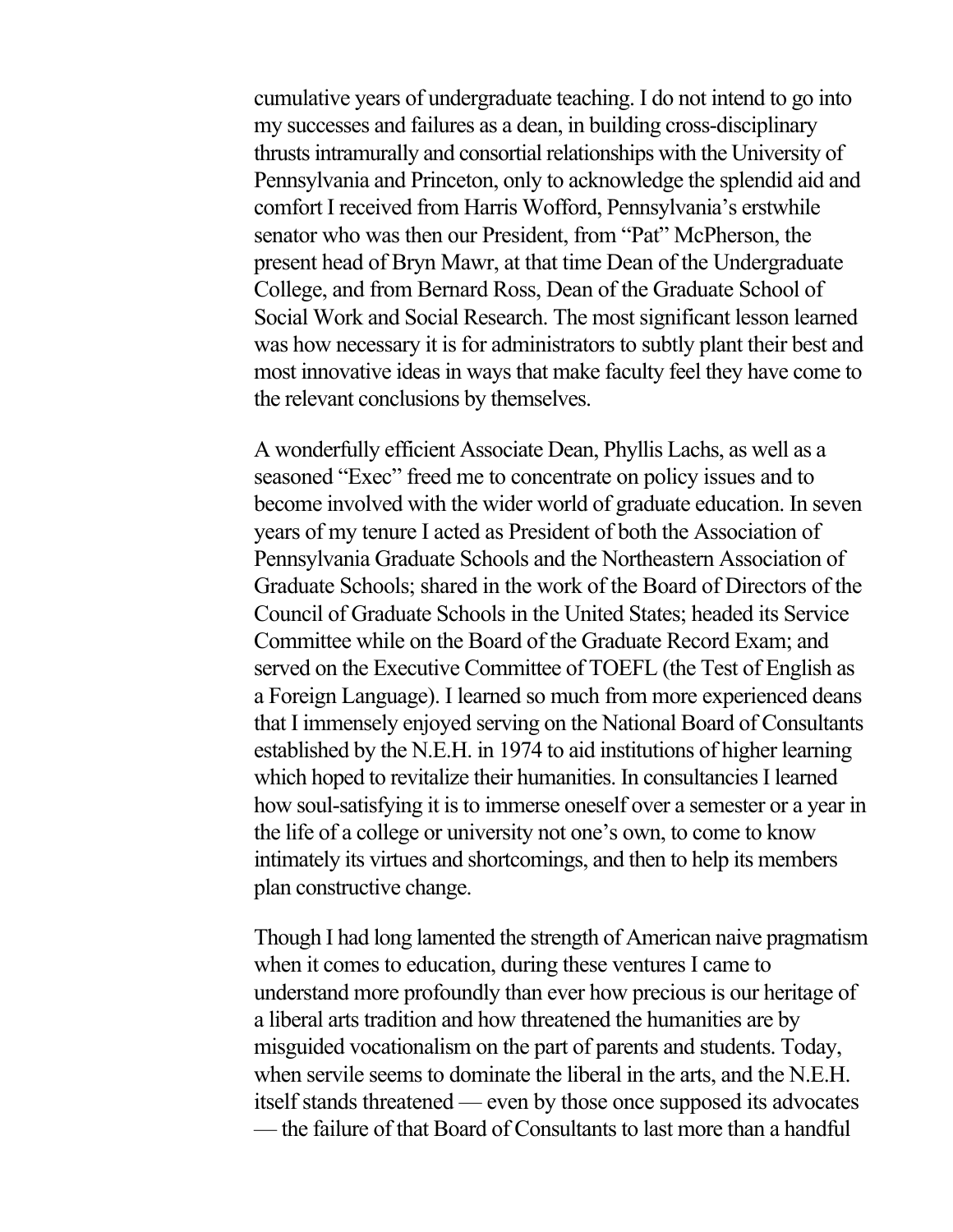cumulative years of undergraduate teaching. I do not intend to go into my successes and failures as a dean, in building cross-disciplinary thrusts intramurally and consortial relationships with the University of Pennsylvania and Princeton, only to acknowledge the splendid aid and comfort I received from Harris Wofford, Pennsylvania's erstwhile senator who was then our President, from "Pat" McPherson, the present head of Bryn Mawr, at that time Dean of the Undergraduate College, and from Bernard Ross, Dean of the Graduate School of Social Work and Social Research. The most significant lesson learned was how necessary it is for administrators to subtly plant their best and most innovative ideas in ways that make faculty feel they have come to the relevant conclusions by themselves.

A wonderfully efficient Associate Dean, Phyllis Lachs, as well as a seasoned "Exec" freed me to concentrate on policy issues and to become involved with the wider world of graduate education. In seven years of my tenure I acted as President of both the Association of Pennsylvania Graduate Schools and the Northeastern Association of Graduate Schools; shared in the work of the Board of Directors of the Council of Graduate Schools in the United States; headed its Service Committee while on the Board of the Graduate Record Exam; and served on the Executive Committee of TOEFL (the Test of English as a Foreign Language). I learned so much from more experienced deans that I immensely enjoyed serving on the National Board of Consultants established by the N.E.H. in 1974 to aid institutions of higher learning which hoped to revitalize their humanities. In consultancies I learned how soul-satisfying it is to immerse oneself over a semester or a year in the life of a college or university not one's own, to come to know intimately its virtues and shortcomings, and then to help its members plan constructive change.

Though I had long lamented the strength of American naive pragmatism when it comes to education, during these ventures I came to understand more profoundly than ever how precious is our heritage of a liberal arts tradition and how threatened the humanities are by misguided vocationalism on the part of parents and students. Today, when servile seems to dominate the liberal in the arts, and the N.E.H. itself stands threatened — even by those once supposed its advocates — the failure of that Board of Consultants to last more than a handful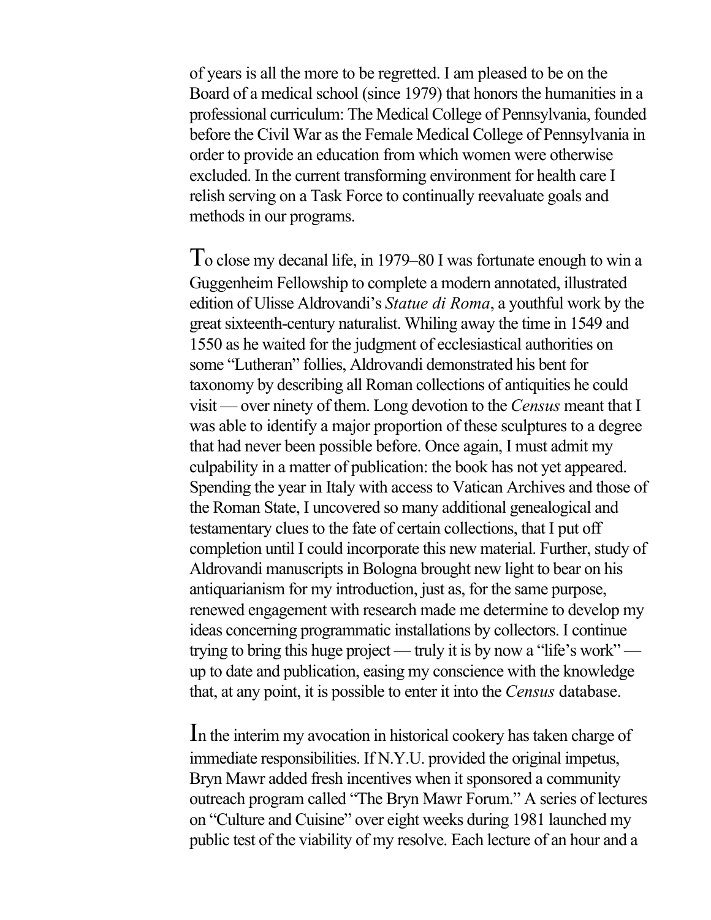of years is all the more to be regretted. I am pleased to be on the Board of a medical school (since 1979) that honors the humanities in a professional curriculum: The Medical College of Pennsylvania, founded before the Civil War as the Female Medical College of Pennsylvania in order to provide an education from which women were otherwise excluded. In the current transforming environment for health care I relish serving on a Task Force to continually reevaluate goals and methods in our programs.

To close my decanal life, in 1979–80 I was fortunate enough to win a Guggenheim Fellowship to complete a modern annotated, illustrated edition of Ulisse Aldrovandi's *Statue di Roma*, a youthful work by the great sixteenth-century naturalist. Whiling away the time in 1549 and 1550 as he waited for the judgment of ecclesiastical authorities on some "Lutheran" follies, Aldrovandi demonstrated his bent for taxonomy by describing all Roman collections of antiquities he could visit — over ninety of them. Long devotion to the *Census* meant that I was able to identify a major proportion of these sculptures to a degree that had never been possible before. Once again, I must admit my culpability in a matter of publication: the book has not yet appeared. Spending the year in Italy with access to Vatican Archives and those of the Roman State, I uncovered so many additional genealogical and testamentary clues to the fate of certain collections, that I put off completion until I could incorporate this new material. Further, study of Aldrovandi manuscripts in Bologna brought new light to bear on his antiquarianism for my introduction, just as, for the same purpose, renewed engagement with research made me determine to develop my ideas concerning programmatic installations by collectors. I continue trying to bring this huge project — truly it is by now a "life's work" — up to date and publication, easing my conscience with the knowledge that, at any point, it is possible to enter it into the *Census* database.

In the interim my avocation in historical cookery has taken charge of immediate responsibilities. If N.Y.U. provided the original impetus, Bryn Mawr added fresh incentives when it sponsored a community outreach program called "The Bryn Mawr Forum." A series of lectures on "Culture and Cuisine" over eight weeks during 1981 launched my public test of the viability of my resolve. Each lecture of an hour and a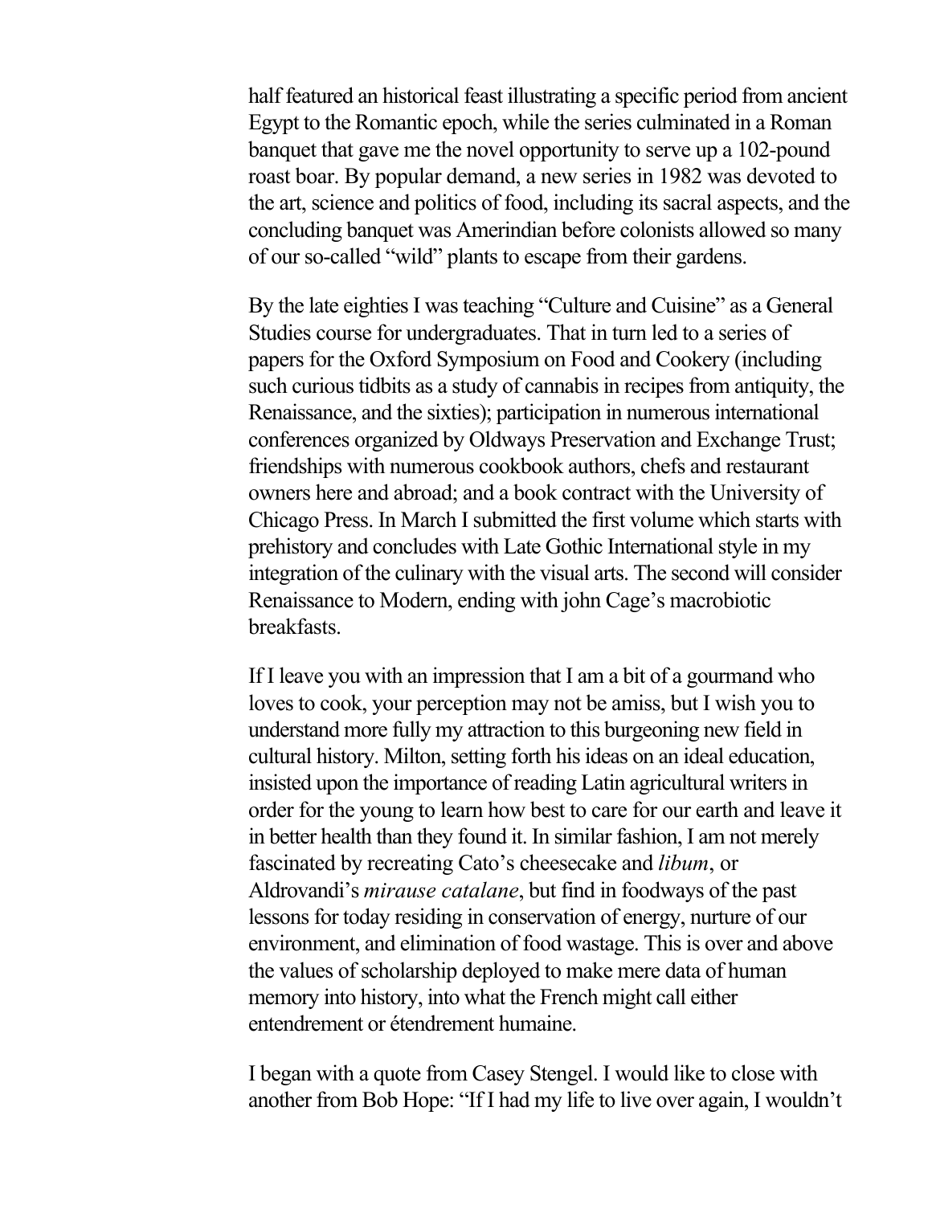half featured an historical feast illustrating a specific period from ancient Egypt to the Romantic epoch, while the series culminated in a Roman banquet that gave me the novel opportunity to serve up a 102-pound roast boar. By popular demand, a new series in 1982 was devoted to the art, science and politics of food, including its sacral aspects, and the concluding banquet was Amerindian before colonists allowed so many of our so-called "wild" plants to escape from their gardens.

By the late eighties I was teaching "Culture and Cuisine" as a General Studies course for undergraduates. That in turn led to a series of papers for the Oxford Symposium on Food and Cookery (including such curious tidbits as a study of cannabis in recipes from antiquity, the Renaissance, and the sixties); participation in numerous international conferences organized by Oldways Preservation and Exchange Trust; friendships with numerous cookbook authors, chefs and restaurant owners here and abroad; and a book contract with the University of Chicago Press. In March I submitted the first volume which starts with prehistory and concludes with Late Gothic International style in my integration of the culinary with the visual arts. The second will consider Renaissance to Modern, ending with john Cage's macrobiotic breakfasts.

If I leave you with an impression that I am a bit of a gourmand who loves to cook, your perception may not be amiss, but I wish you to understand more fully my attraction to this burgeoning new field in cultural history. Milton, setting forth his ideas on an ideal education, insisted upon the importance of reading Latin agricultural writers in order for the young to learn how best to care for our earth and leave it in better health than they found it. In similar fashion, I am not merely fascinated by recreating Cato's cheesecake and *libum*, or Aldrovandi's *mirause catalane*, but find in foodways of the past lessons for today residing in conservation of energy, nurture of our environment, and elimination of food wastage. This is over and above the values of scholarship deployed to make mere data of human memory into history, into what the French might call either entendrement or étendrement humaine.

I began with a quote from Casey Stengel. I would like to close with another from Bob Hope: "If I had my life to live over again, I wouldn't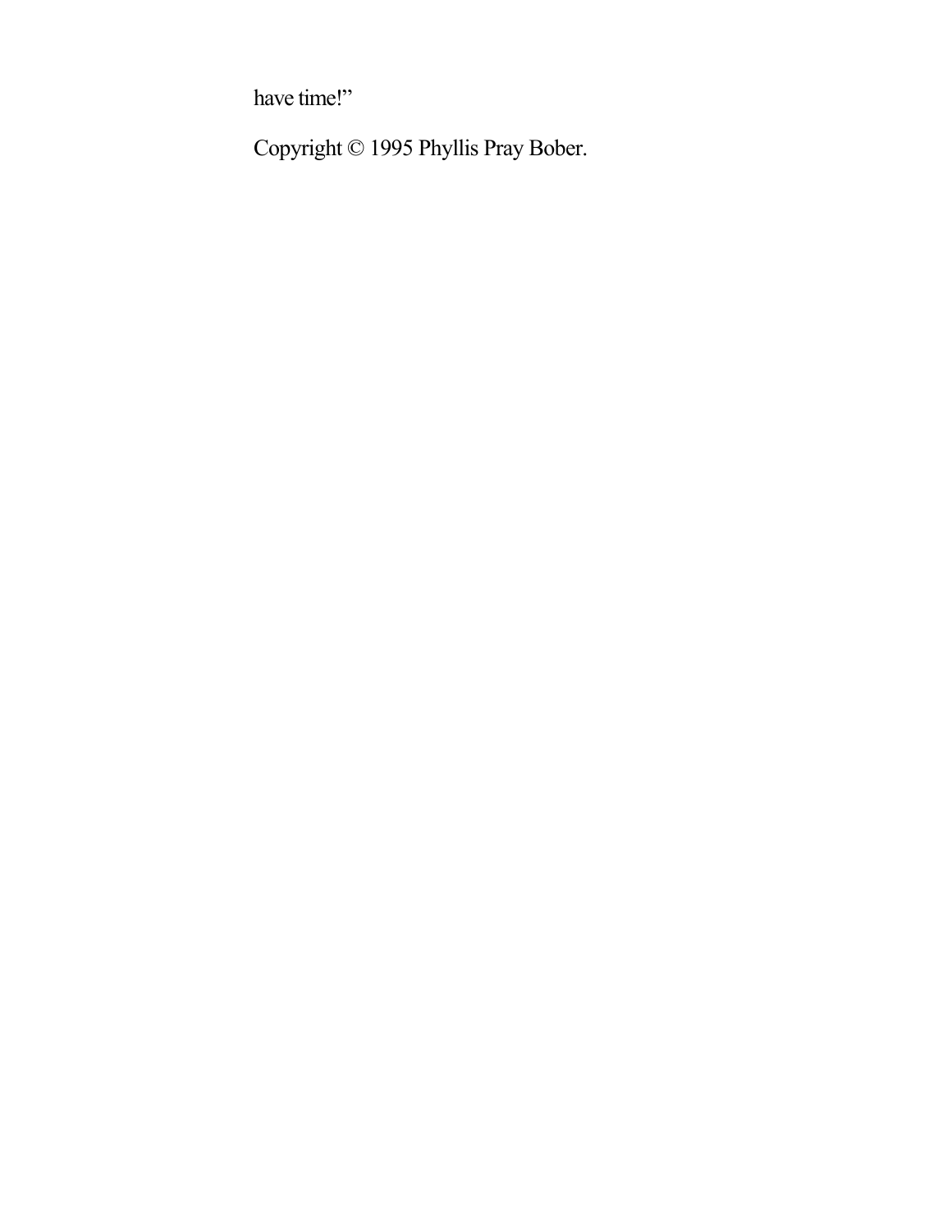have time!"

Copyright © 1995 Phyllis Pray Bober.